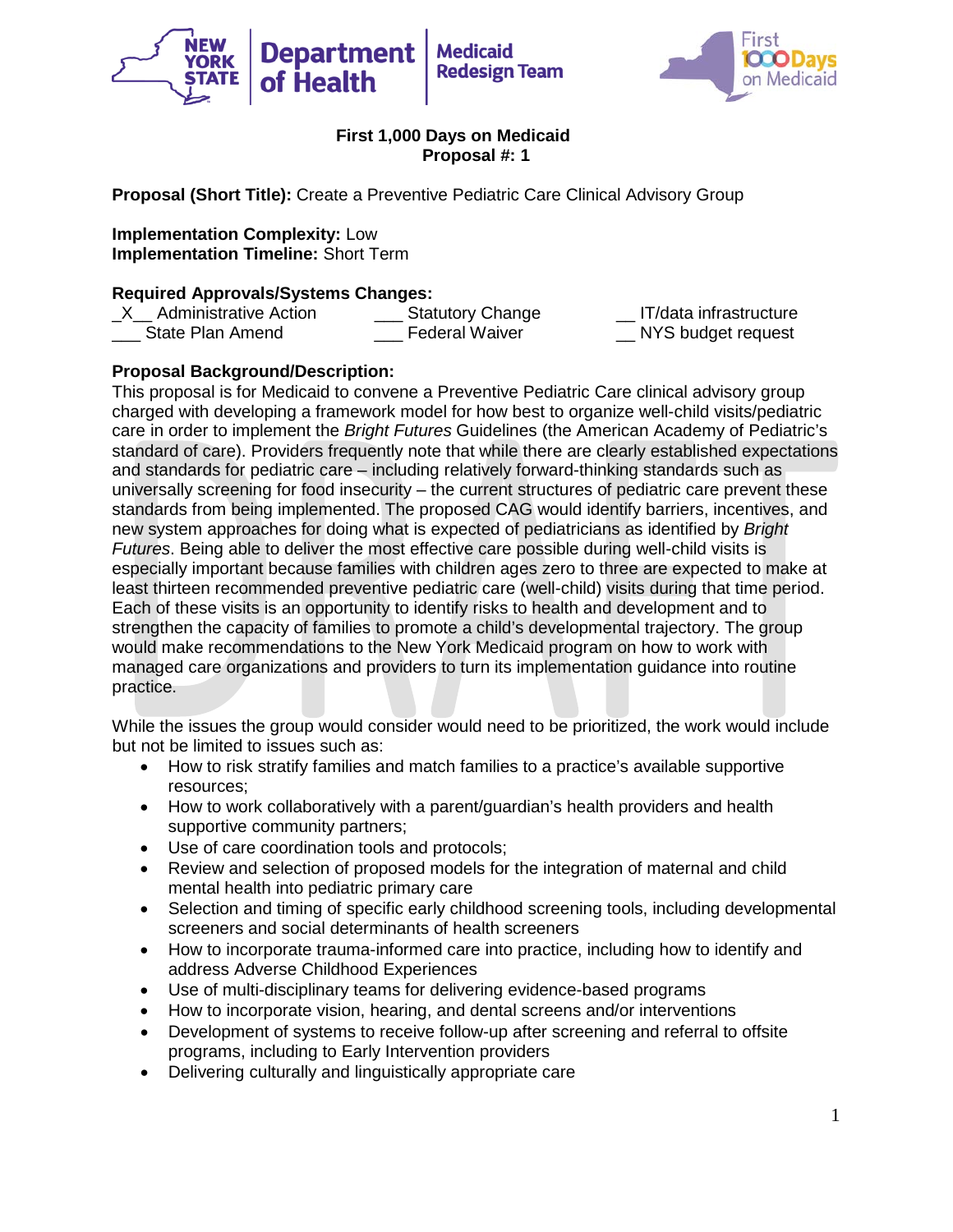**First 1,000 Days on Medicaid**
**Proposal #: 1**

**Proposal (Short Title):** Create a Preventive Pediatric Care Clinical Advisory Group

**Implementation Complexity:** Low
**Implementation Timeline:** Short Term

**Required Approvals/Systems Changes:**

| | | |
|---|---|---|
| _X__ Administrative Action | ___ Statutory Change | __ IT/data infrastructure |
| ___ State Plan Amend | ___ Federal Waiver | __ NYS budget request |

**Proposal Background/Description:**

This proposal is for Medicaid to convene a Preventive Pediatric Care clinical advisory group charged with developing a framework model for how best to organize well-child visits/pediatric care in order to implement the *Bright Futures* Guidelines (the American Academy of Pediatric's standard of care). Providers frequently note that while there are clearly established expectations and standards for pediatric care – including relatively forward-thinking standards such as universally screening for food insecurity – the current structures of pediatric care prevent these standards from being implemented. The proposed CAG would identify barriers, incentives, and new system approaches for doing what is expected of pediatricians as identified by *Bright Futures*. Being able to deliver the most effective care possible during well-child visits is especially important because families with children ages zero to three are expected to make at least thirteen recommended preventive pediatric care (well-child) visits during that time period. Each of these visits is an opportunity to identify risks to health and development and to strengthen the capacity of families to promote a child's developmental trajectory. The group would make recommendations to the New York Medicaid program on how to work with managed care organizations and providers to turn its implementation guidance into routine practice.

While the issues the group would consider would need to be prioritized, the work would include but not be limited to issues such as:

- How to risk stratify families and match families to a practice's available supportive resources;
- How to work collaboratively with a parent/guardian's health providers and health supportive community partners;
- Use of care coordination tools and protocols;
- Review and selection of proposed models for the integration of maternal and child mental health into pediatric primary care
- Selection and timing of specific early childhood screening tools, including developmental screeners and social determinants of health screeners
- How to incorporate trauma-informed care into practice, including how to identify and address Adverse Childhood Experiences
- Use of multi-disciplinary teams for delivering evidence-based programs
- How to incorporate vision, hearing, and dental screens and/or interventions
- Development of systems to receive follow-up after screening and referral to offsite programs, including to Early Intervention providers
- Delivering culturally and linguistically appropriate care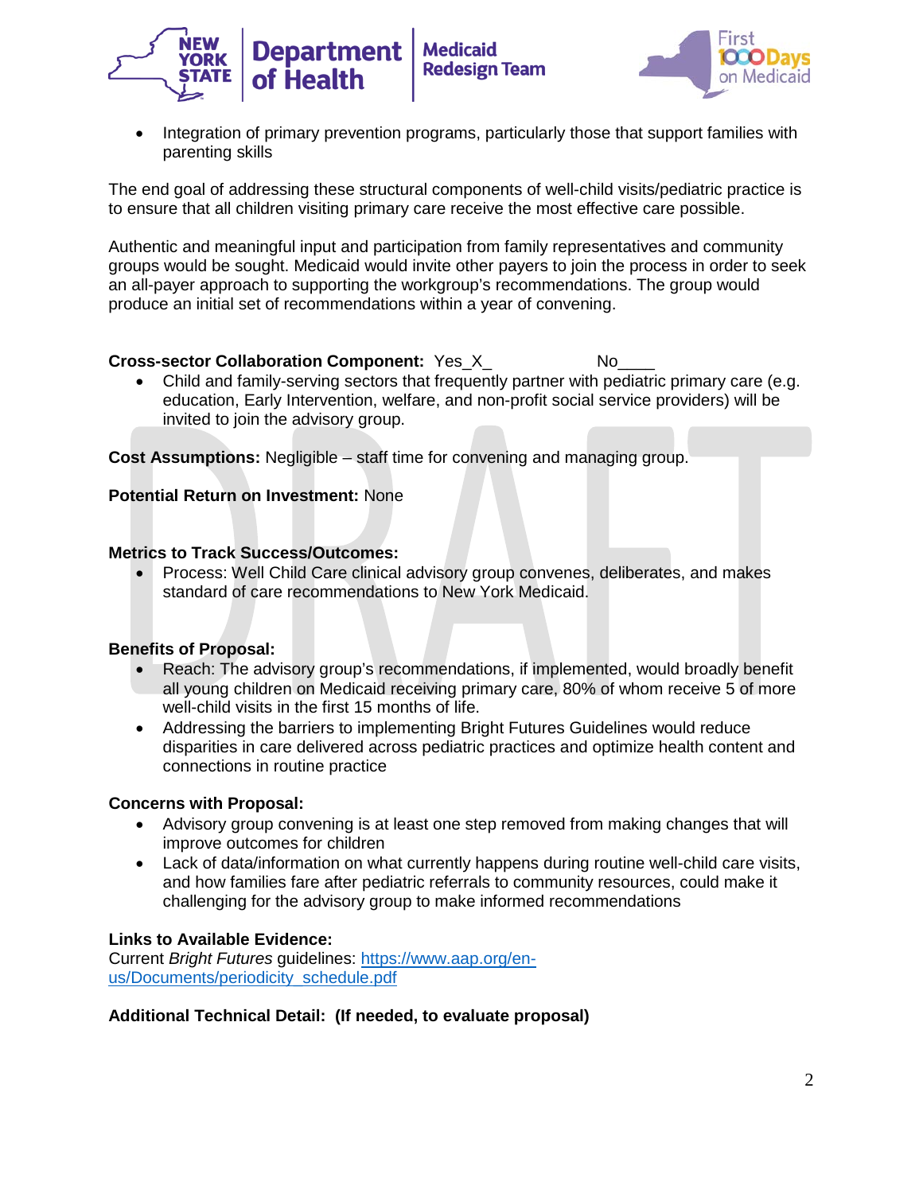- Integration of primary prevention programs, particularly those that support families with parenting skills

The end goal of addressing these structural components of well-child visits/pediatric practice is to ensure that all children visiting primary care receive the most effective care possible.

Authentic and meaningful input and participation from family representatives and community groups would be sought. Medicaid would invite other payers to join the process in order to seek an all-payer approach to supporting the workgroup's recommendations. The group would produce an initial set of recommendations within a year of convening.

**Cross-sector Collaboration Component:** Yes_X_ No____

- Child and family-serving sectors that frequently partner with pediatric primary care (e.g. education, Early Intervention, welfare, and non-profit social service providers) will be invited to join the advisory group.

**Cost Assumptions:** Negligible – staff time for convening and managing group.

**Potential Return on Investment:** None

**Metrics to Track Success/Outcomes:**

- Process: Well Child Care clinical advisory group convenes, deliberates, and makes standard of care recommendations to New York Medicaid.

**Benefits of Proposal:**

- Reach: The advisory group's recommendations, if implemented, would broadly benefit all young children on Medicaid receiving primary care, 80% of whom receive 5 of more well-child visits in the first 15 months of life.
- Addressing the barriers to implementing Bright Futures Guidelines would reduce disparities in care delivered across pediatric practices and optimize health content and connections in routine practice

**Concerns with Proposal:**

- Advisory group convening is at least one step removed from making changes that will improve outcomes for children
- Lack of data/information on what currently happens during routine well-child care visits, and how families fare after pediatric referrals to community resources, could make it challenging for the advisory group to make informed recommendations

**Links to Available Evidence:**

Current *Bright Futures* guidelines: https://www.aap.org/en-us/Documents/periodicity_schedule.pdf

**Additional Technical Detail: (If needed, to evaluate proposal)**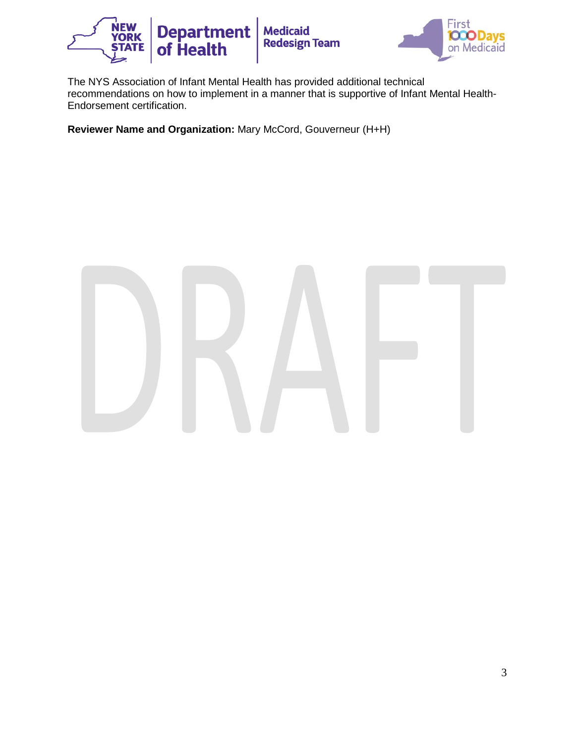The NYS Association of Infant Mental Health has provided additional technical recommendations on how to implement in a manner that is supportive of Infant Mental Health-Endorsement certification.

**Reviewer Name and Organization:** Mary McCord, Gouverneur (H+H)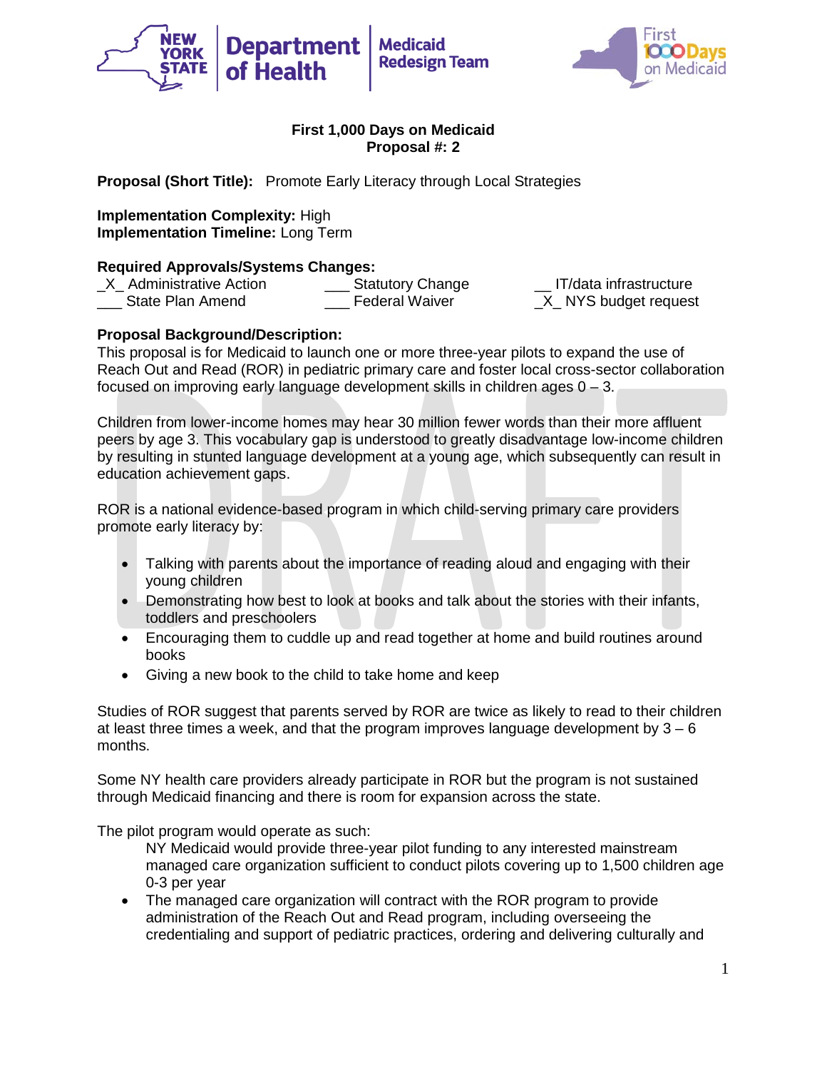**First 1,000 Days on Medicaid**
**Proposal #: 2**

**Proposal (Short Title):** Promote Early Literacy through Local Strategies

**Implementation Complexity:** High
**Implementation Timeline:** Long Term

**Required Approvals/Systems Changes:**

| | | |
|---|---|---|
| _X_ Administrative Action | ___ Statutory Change | __ IT/data infrastructure |
| ___ State Plan Amend | ___ Federal Waiver | _X_ NYS budget request |

**Proposal Background/Description:**
This proposal is for Medicaid to launch one or more three-year pilots to expand the use of Reach Out and Read (ROR) in pediatric primary care and foster local cross-sector collaboration focused on improving early language development skills in children ages 0 – 3.

Children from lower-income homes may hear 30 million fewer words than their more affluent peers by age 3. This vocabulary gap is understood to greatly disadvantage low-income children by resulting in stunted language development at a young age, which subsequently can result in education achievement gaps.

ROR is a national evidence-based program in which child-serving primary care providers promote early literacy by:

- Talking with parents about the importance of reading aloud and engaging with their young children
- Demonstrating how best to look at books and talk about the stories with their infants, toddlers and preschoolers
- Encouraging them to cuddle up and read together at home and build routines around books
- Giving a new book to the child to take home and keep

Studies of ROR suggest that parents served by ROR are twice as likely to read to their children at least three times a week, and that the program improves language development by 3 – 6 months.

Some NY health care providers already participate in ROR but the program is not sustained through Medicaid financing and there is room for expansion across the state.

The pilot program would operate as such:

- NY Medicaid would provide three-year pilot funding to any interested mainstream managed care organization sufficient to conduct pilots covering up to 1,500 children age 0-3 per year
- The managed care organization will contract with the ROR program to provide administration of the Reach Out and Read program, including overseeing the credentialing and support of pediatric practices, ordering and delivering culturally and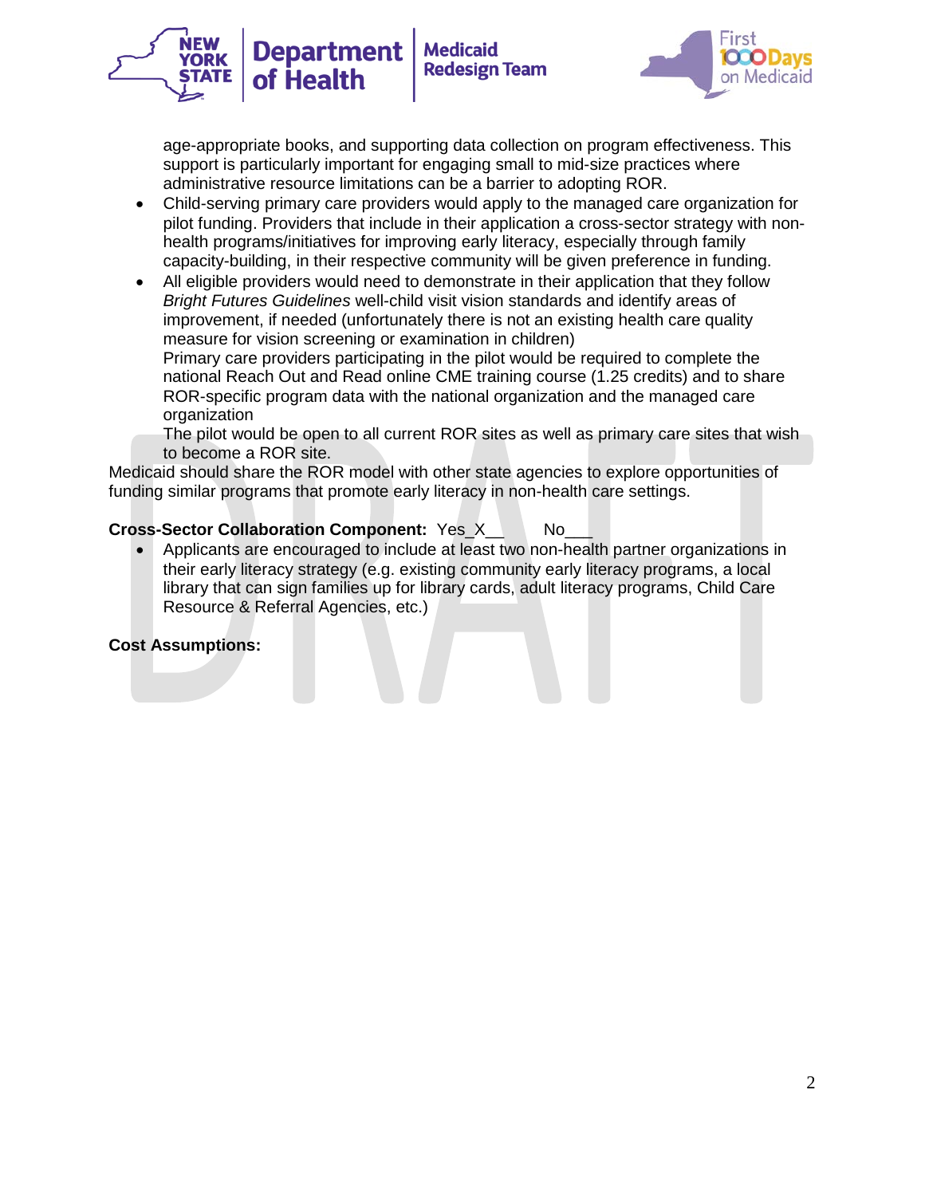age-appropriate books, and supporting data collection on program effectiveness. This support is particularly important for engaging small to mid-size practices where administrative resource limitations can be a barrier to adopting ROR.

- Child-serving primary care providers would apply to the managed care organization for pilot funding. Providers that include in their application a cross-sector strategy with non-health programs/initiatives for improving early literacy, especially through family capacity-building, in their respective community will be given preference in funding.
- All eligible providers would need to demonstrate in their application that they follow *Bright Futures Guidelines* well-child visit vision standards and identify areas of improvement, if needed (unfortunately there is not an existing health care quality measure for vision screening or examination in children)
  Primary care providers participating in the pilot would be required to complete the national Reach Out and Read online CME training course (1.25 credits) and to share ROR-specific program data with the national organization and the managed care organization
  The pilot would be open to all current ROR sites as well as primary care sites that wish to become a ROR site.

Medicaid should share the ROR model with other state agencies to explore opportunities of funding similar programs that promote early literacy in non-health care settings.

**Cross-Sector Collaboration Component:** Yes_X__ No___

- Applicants are encouraged to include at least two non-health partner organizations in their early literacy strategy (e.g. existing community early literacy programs, a local library that can sign families up for library cards, adult literacy programs, Child Care Resource & Referral Agencies, etc.)

**Cost Assumptions:**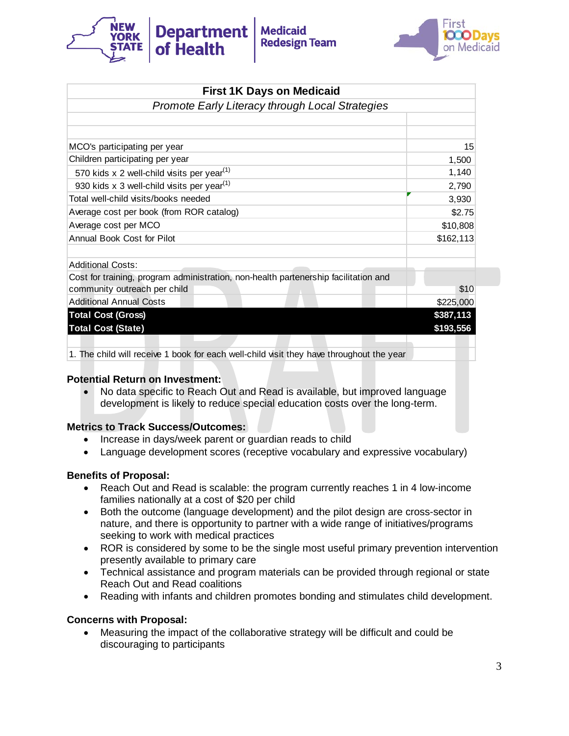| First 1K Days on Medicaid | |
|---|---|
| *Promote Early Literacy through Local Strategies* | |
| | |
| | |
| MCO's participating per year | 15 |
| Children participating per year | 1,500 |
| 570 kids x 2 well-child visits per year[1] | 1,140 |
| 930 kids x 3 well-child visits per year[1] | 2,790 |
| Total well-child visits/books needed | 3,930 |
| Average cost per book (from ROR catalog) | $2.75 |
| Average cost per MCO | $10,808 |
| Annual Book Cost for Pilot | $162,113 |
| | |
| Additional Costs: | |
| Cost for training, program administration, non-health partenership facilitation and community outreach per child | $10 |
| Additional Annual Costs | $225,000 |
| **Total Cost (Gross)** | **$387,113** |
| **Total Cost (State)** | **$193,556** |
| | |
| 1. The child will receive 1 book for each well-child visit they have throughout the year | |

**Potential Return on Investment:**

- No data specific to Reach Out and Read is available, but improved language development is likely to reduce special education costs over the long-term.

**Metrics to Track Success/Outcomes:**

- Increase in days/week parent or guardian reads to child
- Language development scores (receptive vocabulary and expressive vocabulary)

**Benefits of Proposal:**

- Reach Out and Read is scalable: the program currently reaches 1 in 4 low-income families nationally at a cost of $20 per child
- Both the outcome (language development) and the pilot design are cross-sector in nature, and there is opportunity to partner with a wide range of initiatives/programs seeking to work with medical practices
- ROR is considered by some to be the single most useful primary prevention intervention presently available to primary care
- Technical assistance and program materials can be provided through regional or state Reach Out and Read coalitions
- Reading with infants and children promotes bonding and stimulates child development.

**Concerns with Proposal:**

- Measuring the impact of the collaborative strategy will be difficult and could be discouraging to participants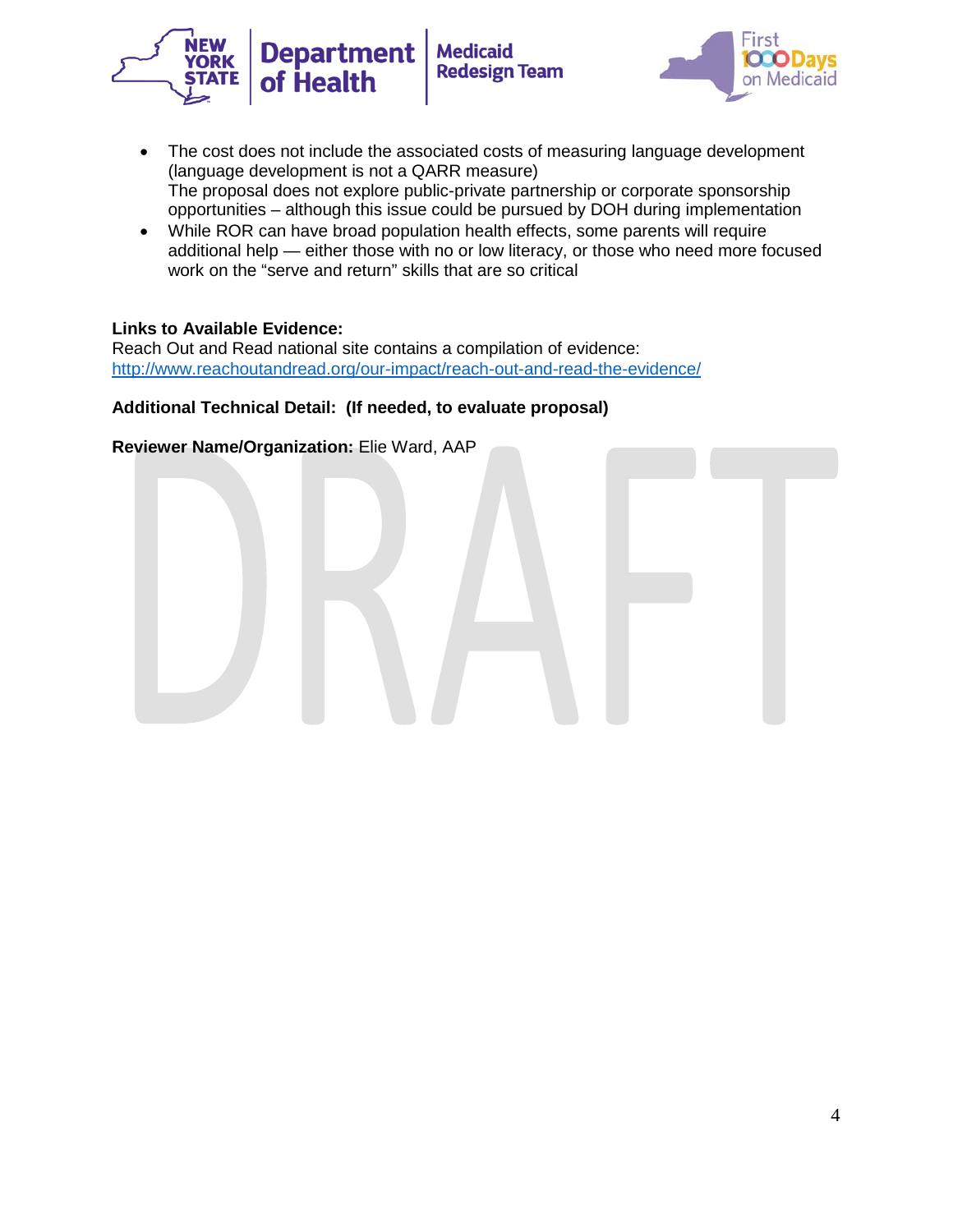- The cost does not include the associated costs of measuring language development (language development is not a QARR measure)
  The proposal does not explore public-private partnership or corporate sponsorship opportunities – although this issue could be pursued by DOH during implementation
- While ROR can have broad population health effects, some parents will require additional help — either those with no or low literacy, or those who need more focused work on the "serve and return" skills that are so critical

**Links to Available Evidence:**
Reach Out and Read national site contains a compilation of evidence:
http://www.reachoutandread.org/our-impact/reach-out-and-read-the-evidence/

**Additional Technical Detail: (If needed, to evaluate proposal)**

**Reviewer Name/Organization:** Elie Ward, AAP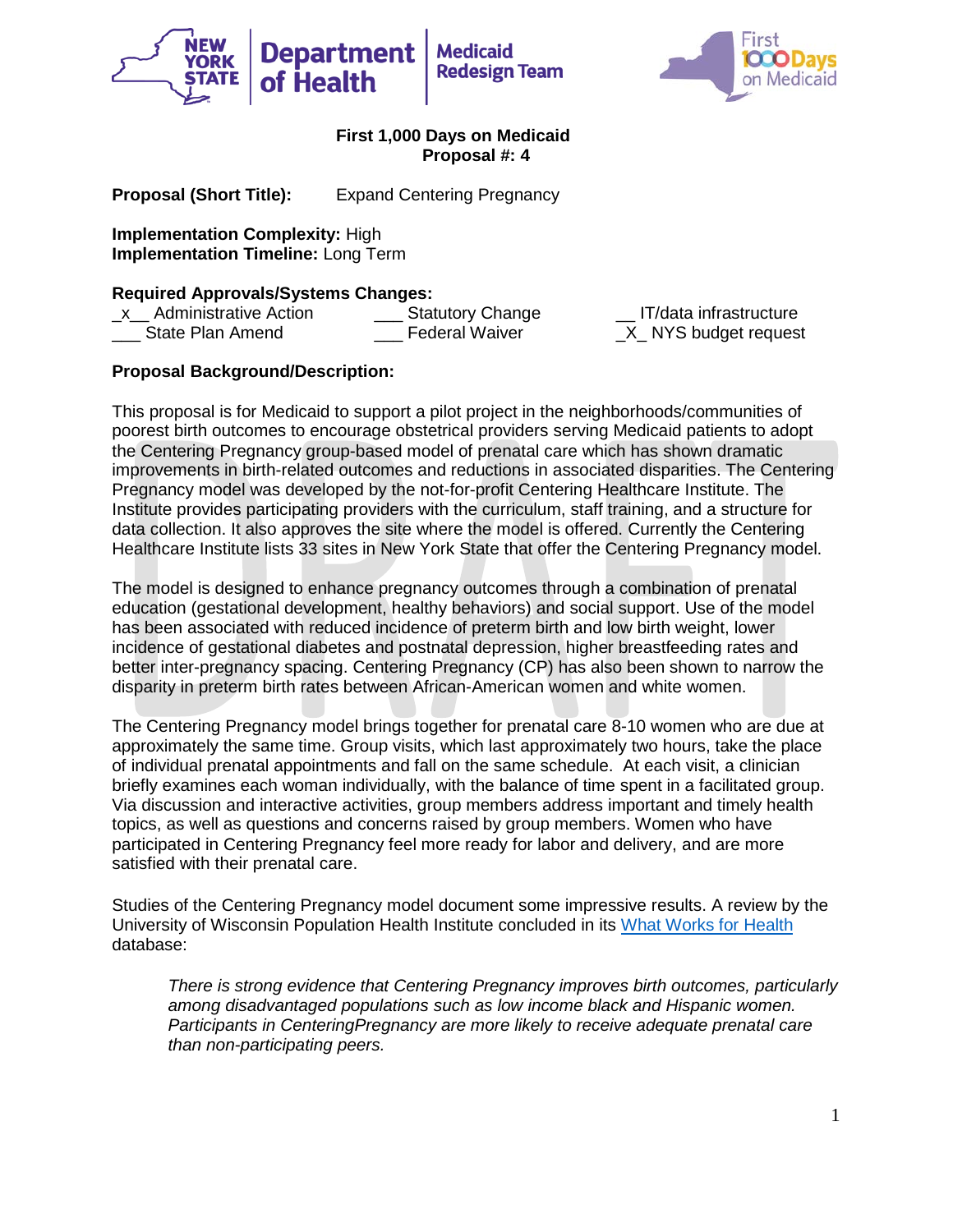**First 1,000 Days on Medicaid**
**Proposal #: 4**

**Proposal (Short Title):** Expand Centering Pregnancy

**Implementation Complexity:** High
**Implementation Timeline:** Long Term

**Required Approvals/Systems Changes:**

| | | |
|---|---|---|
| _x__ Administrative Action | ___ Statutory Change | __ IT/data infrastructure |
| ___ State Plan Amend | ___ Federal Waiver | _X_ NYS budget request |

**Proposal Background/Description:**

This proposal is for Medicaid to support a pilot project in the neighborhoods/communities of poorest birth outcomes to encourage obstetrical providers serving Medicaid patients to adopt the Centering Pregnancy group-based model of prenatal care which has shown dramatic improvements in birth-related outcomes and reductions in associated disparities. The Centering Pregnancy model was developed by the not-for-profit Centering Healthcare Institute. The Institute provides participating providers with the curriculum, staff training, and a structure for data collection. It also approves the site where the model is offered. Currently the Centering Healthcare Institute lists 33 sites in New York State that offer the Centering Pregnancy model.

The model is designed to enhance pregnancy outcomes through a combination of prenatal education (gestational development, healthy behaviors) and social support. Use of the model has been associated with reduced incidence of preterm birth and low birth weight, lower incidence of gestational diabetes and postnatal depression, higher breastfeeding rates and better inter-pregnancy spacing. Centering Pregnancy (CP) has also been shown to narrow the disparity in preterm birth rates between African-American women and white women.

The Centering Pregnancy model brings together for prenatal care 8-10 women who are due at approximately the same time. Group visits, which last approximately two hours, take the place of individual prenatal appointments and fall on the same schedule. At each visit, a clinician briefly examines each woman individually, with the balance of time spent in a facilitated group. Via discussion and interactive activities, group members address important and timely health topics, as well as questions and concerns raised by group members. Women who have participated in Centering Pregnancy feel more ready for labor and delivery, and are more satisfied with their prenatal care.

Studies of the Centering Pregnancy model document some impressive results. A review by the University of Wisconsin Population Health Institute concluded in its What Works for Health database:

> *There is strong evidence that Centering Pregnancy improves birth outcomes, particularly among disadvantaged populations such as low income black and Hispanic women. Participants in CenteringPregnancy are more likely to receive adequate prenatal care than non-participating peers.*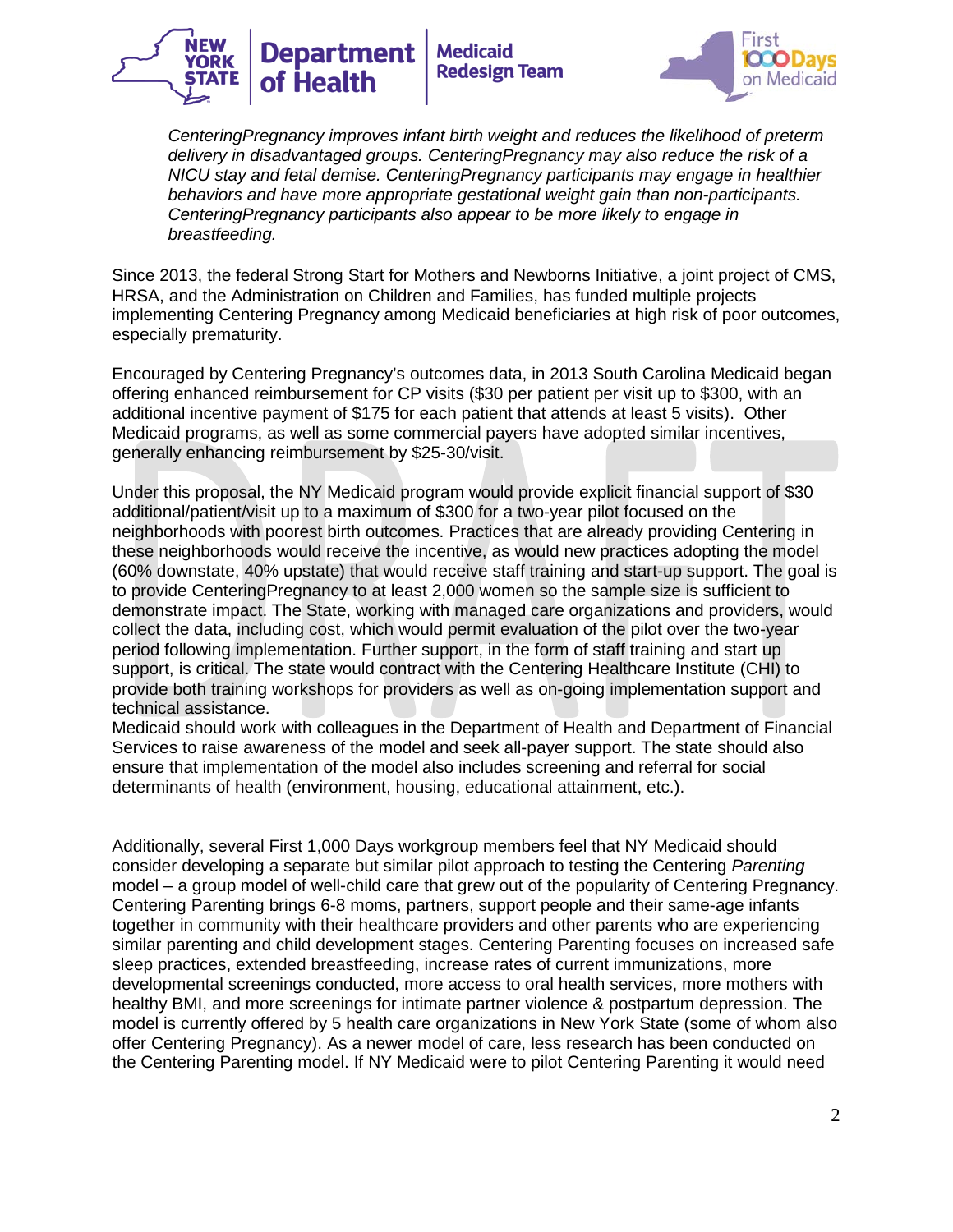*CenteringPregnancy improves infant birth weight and reduces the likelihood of preterm delivery in disadvantaged groups. CenteringPregnancy may also reduce the risk of a NICU stay and fetal demise. CenteringPregnancy participants may engage in healthier behaviors and have more appropriate gestational weight gain than non-participants. CenteringPregnancy participants also appear to be more likely to engage in breastfeeding.*

Since 2013, the federal Strong Start for Mothers and Newborns Initiative, a joint project of CMS, HRSA, and the Administration on Children and Families, has funded multiple projects implementing Centering Pregnancy among Medicaid beneficiaries at high risk of poor outcomes, especially prematurity.

Encouraged by Centering Pregnancy's outcomes data, in 2013 South Carolina Medicaid began offering enhanced reimbursement for CP visits ($30 per patient per visit up to $300, with an additional incentive payment of $175 for each patient that attends at least 5 visits). Other Medicaid programs, as well as some commercial payers have adopted similar incentives, generally enhancing reimbursement by $25-30/visit.

Under this proposal, the NY Medicaid program would provide explicit financial support of $30 additional/patient/visit up to a maximum of $300 for a two-year pilot focused on the neighborhoods with poorest birth outcomes. Practices that are already providing Centering in these neighborhoods would receive the incentive, as would new practices adopting the model (60% downstate, 40% upstate) that would receive staff training and start-up support. The goal is to provide CenteringPregnancy to at least 2,000 women so the sample size is sufficient to demonstrate impact. The State, working with managed care organizations and providers, would collect the data, including cost, which would permit evaluation of the pilot over the two-year period following implementation. Further support, in the form of staff training and start up support, is critical. The state would contract with the Centering Healthcare Institute (CHI) to provide both training workshops for providers as well as on-going implementation support and technical assistance.
Medicaid should work with colleagues in the Department of Health and Department of Financial Services to raise awareness of the model and seek all-payer support. The state should also ensure that implementation of the model also includes screening and referral for social determinants of health (environment, housing, educational attainment, etc.).

Additionally, several First 1,000 Days workgroup members feel that NY Medicaid should consider developing a separate but similar pilot approach to testing the Centering *Parenting* model – a group model of well-child care that grew out of the popularity of Centering Pregnancy. Centering Parenting brings 6-8 moms, partners, support people and their same-age infants together in community with their healthcare providers and other parents who are experiencing similar parenting and child development stages. Centering Parenting focuses on increased safe sleep practices, extended breastfeeding, increase rates of current immunizations, more developmental screenings conducted, more access to oral health services, more mothers with healthy BMI, and more screenings for intimate partner violence & postpartum depression. The model is currently offered by 5 health care organizations in New York State (some of whom also offer Centering Pregnancy). As a newer model of care, less research has been conducted on the Centering Parenting model. If NY Medicaid were to pilot Centering Parenting it would need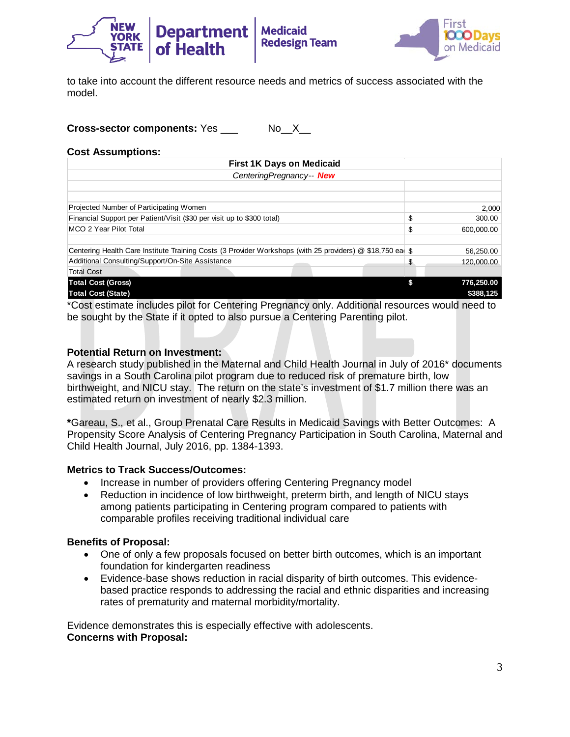to take into account the different resource needs and metrics of success associated with the model.

**Cross-sector components:** Yes ___ No__X__

**Cost Assumptions:**

| First 1K Days on Medicaid | | |
|---|---|---|
| *CenteringPregnancy-- **New*** | | |
| | | |
| | | |
| Projected Number of Participating Women | | 2,000 |
| Financial Support per Patient/Visit ($30 per visit up to $300 total) | $ | 300.00 |
| MCO 2 Year Pilot Total | $ | 600,000.00 |
| | | |
| Centering Health Care Institute Training Costs (3 Provider Workshops (with 25 providers) @ $18,750 ea | $ | 56,250.00 |
| Additional Consulting/Support/On-Site Assistance | $ | 120,000.00 |
| Total Cost | | |
| **Total Cost (Gross)** | **$** | **776,250.00** |
| **Total Cost (State)** | | **$388,125** |

*Cost estimate includes pilot for Centering Pregnancy only. Additional resources would need to be sought by the State if it opted to also pursue a Centering Parenting pilot.

**Potential Return on Investment:**
A research study published in the Maternal and Child Health Journal in July of 2016* documents savings in a South Carolina pilot program due to reduced risk of premature birth, low birthweight, and NICU stay. The return on the state's investment of $1.7 million there was an estimated return on investment of nearly $2.3 million.

***Gareau, S., et al., Group Prenatal Care Results in Medicaid Savings with Better Outcomes: A Propensity Score Analysis of Centering Pregnancy Participation in South Carolina, Maternal and Child Health Journal, July 2016, pp. 1384-1393.

**Metrics to Track Success/Outcomes:**

- Increase in number of providers offering Centering Pregnancy model
- Reduction in incidence of low birthweight, preterm birth, and length of NICU stays among patients participating in Centering program compared to patients with comparable profiles receiving traditional individual care

**Benefits of Proposal:**

- One of only a few proposals focused on better birth outcomes, which is an important foundation for kindergarten readiness
- Evidence-base shows reduction in racial disparity of birth outcomes. This evidence-based practice responds to addressing the racial and ethnic disparities and increasing rates of prematurity and maternal morbidity/mortality.

Evidence demonstrates this is especially effective with adolescents.

**Concerns with Proposal:**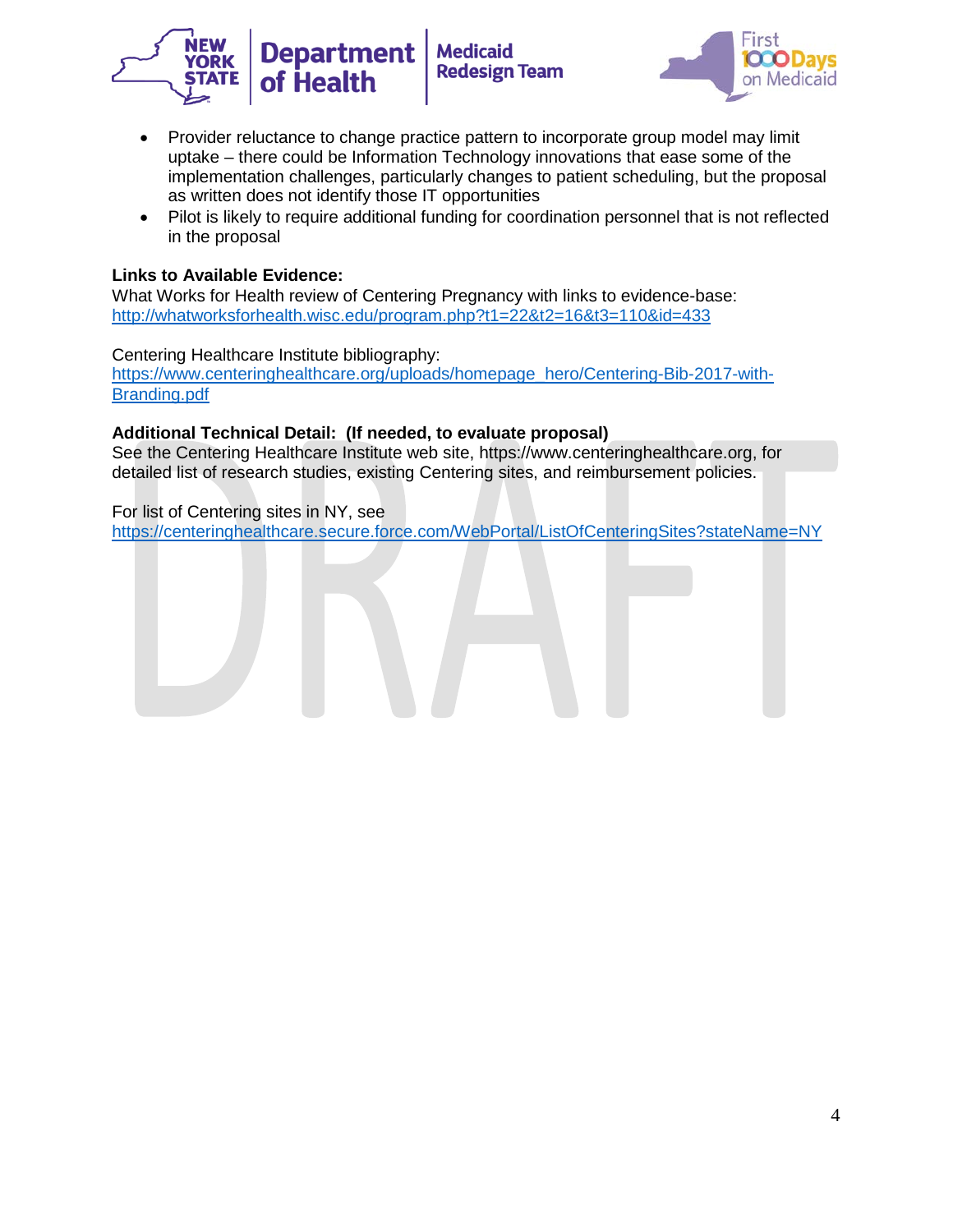- Provider reluctance to change practice pattern to incorporate group model may limit uptake – there could be Information Technology innovations that ease some of the implementation challenges, particularly changes to patient scheduling, but the proposal as written does not identify those IT opportunities
- Pilot is likely to require additional funding for coordination personnel that is not reflected in the proposal

**Links to Available Evidence:**
What Works for Health review of Centering Pregnancy with links to evidence-base:
http://whatworksforhealth.wisc.edu/program.php?t1=22&t2=16&t3=110&id=433

Centering Healthcare Institute bibliography:
https://www.centeringhealthcare.org/uploads/homepage_hero/Centering-Bib-2017-with-Branding.pdf

**Additional Technical Detail: (If needed, to evaluate proposal)**
See the Centering Healthcare Institute web site, https://www.centeringhealthcare.org, for detailed list of research studies, existing Centering sites, and reimbursement policies.

For list of Centering sites in NY, see
https://centeringhealthcare.secure.force.com/WebPortal/ListOfCenteringSites?stateName=NY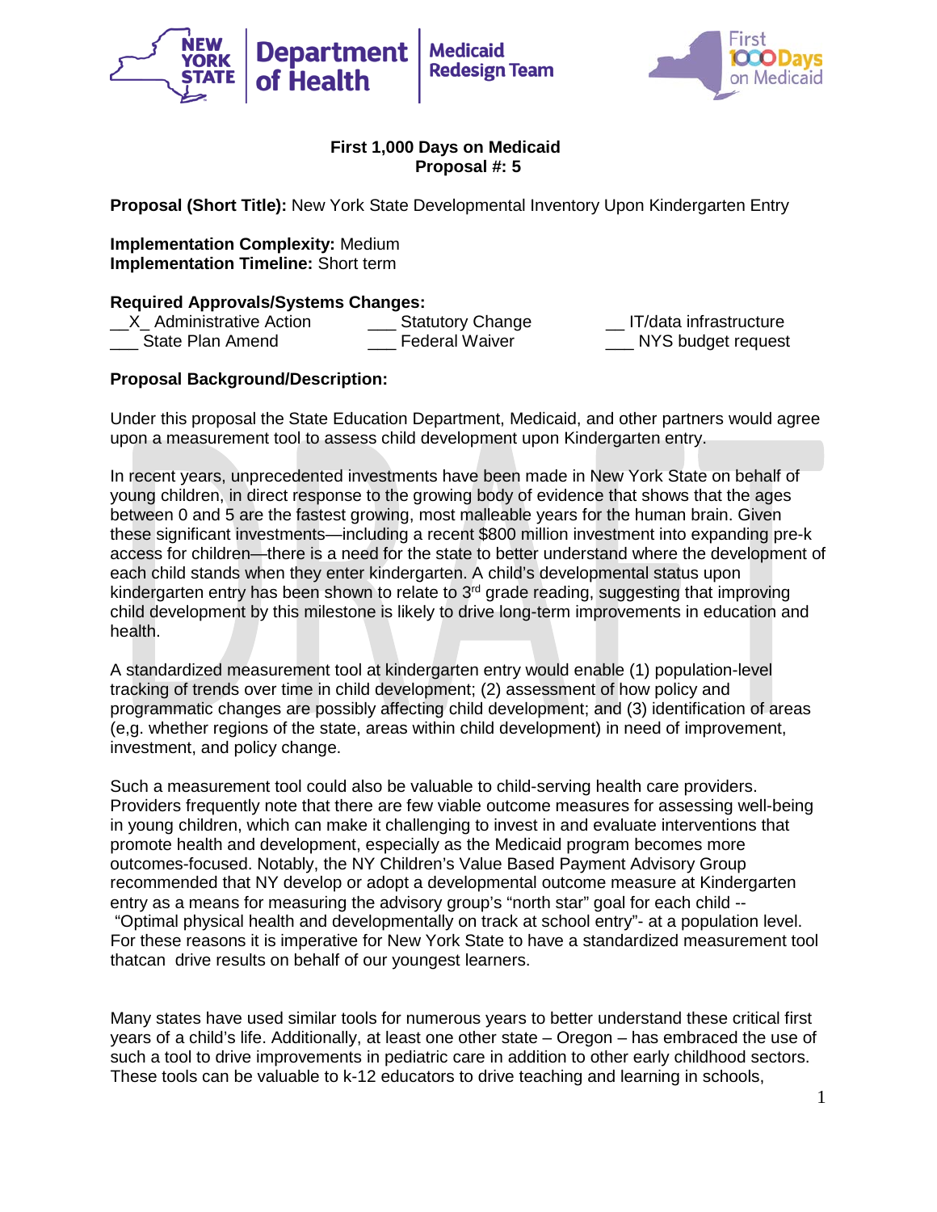**First 1,000 Days on Medicaid**
**Proposal #: 5**

**Proposal (Short Title):** New York State Developmental Inventory Upon Kindergarten Entry

**Implementation Complexity:** Medium
**Implementation Timeline:** Short term

**Required Approvals/Systems Changes:**

__X_ Administrative Action ___ Statutory Change __ IT/data infrastructure
___ State Plan Amend ___ Federal Waiver ___ NYS budget request

**Proposal Background/Description:**

Under this proposal the State Education Department, Medicaid, and other partners would agree upon a measurement tool to assess child development upon Kindergarten entry.

In recent years, unprecedented investments have been made in New York State on behalf of young children, in direct response to the growing body of evidence that shows that the ages between 0 and 5 are the fastest growing, most malleable years for the human brain. Given these significant investments—including a recent $800 million investment into expanding pre-k access for children—there is a need for the state to better understand where the development of each child stands when they enter kindergarten. A child's developmental status upon kindergarten entry has been shown to relate to 3rd grade reading, suggesting that improving child development by this milestone is likely to drive long-term improvements in education and health.

A standardized measurement tool at kindergarten entry would enable (1) population-level tracking of trends over time in child development; (2) assessment of how policy and programmatic changes are possibly affecting child development; and (3) identification of areas (e,g. whether regions of the state, areas within child development) in need of improvement, investment, and policy change.

Such a measurement tool could also be valuable to child-serving health care providers. Providers frequently note that there are few viable outcome measures for assessing well-being in young children, which can make it challenging to invest in and evaluate interventions that promote health and development, especially as the Medicaid program becomes more outcomes-focused. Notably, the NY Children's Value Based Payment Advisory Group recommended that NY develop or adopt a developmental outcome measure at Kindergarten entry as a means for measuring the advisory group's "north star" goal for each child -- "Optimal physical health and developmentally on track at school entry"- at a population level. For these reasons it is imperative for New York State to have a standardized measurement tool thatcan drive results on behalf of our youngest learners.

Many states have used similar tools for numerous years to better understand these critical first years of a child's life. Additionally, at least one other state – Oregon – has embraced the use of such a tool to drive improvements in pediatric care in addition to other early childhood sectors. These tools can be valuable to k-12 educators to drive teaching and learning in schools,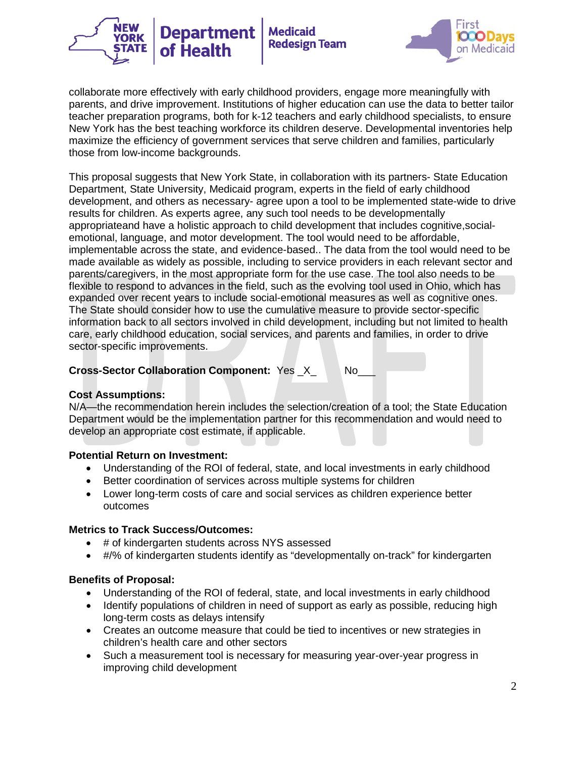collaborate more effectively with early childhood providers, engage more meaningfully with parents, and drive improvement. Institutions of higher education can use the data to better tailor teacher preparation programs, both for k-12 teachers and early childhood specialists, to ensure New York has the best teaching workforce its children deserve. Developmental inventories help maximize the efficiency of government services that serve children and families, particularly those from low-income backgrounds.

This proposal suggests that New York State, in collaboration with its partners- State Education Department, State University, Medicaid program, experts in the field of early childhood development, and others as necessary- agree upon a tool to be implemented state-wide to drive results for children. As experts agree, any such tool needs to be developmentally appropriateand have a holistic approach to child development that includes cognitive,social-emotional, language, and motor development. The tool would need to be affordable, implementable across the state, and evidence-based.. The data from the tool would need to be made available as widely as possible, including to service providers in each relevant sector and parents/caregivers, in the most appropriate form for the use case. The tool also needs to be flexible to respond to advances in the field, such as the evolving tool used in Ohio, which has expanded over recent years to include social-emotional measures as well as cognitive ones. The State should consider how to use the cumulative measure to provide sector-specific information back to all sectors involved in child development, including but not limited to health care, early childhood education, social services, and parents and families, in order to drive sector-specific improvements.

**Cross-Sector Collaboration Component:** Yes _X_  No___

**Cost Assumptions:**
N/A—the recommendation herein includes the selection/creation of a tool; the State Education Department would be the implementation partner for this recommendation and would need to develop an appropriate cost estimate, if applicable.

**Potential Return on Investment:**

- Understanding of the ROI of federal, state, and local investments in early childhood
- Better coordination of services across multiple systems for children
- Lower long-term costs of care and social services as children experience better outcomes

**Metrics to Track Success/Outcomes:**

- # of kindergarten students across NYS assessed
- #/% of kindergarten students identify as "developmentally on-track" for kindergarten

**Benefits of Proposal:**

- Understanding of the ROI of federal, state, and local investments in early childhood
- Identify populations of children in need of support as early as possible, reducing high long-term costs as delays intensify
- Creates an outcome measure that could be tied to incentives or new strategies in children's health care and other sectors
- Such a measurement tool is necessary for measuring year-over-year progress in improving child development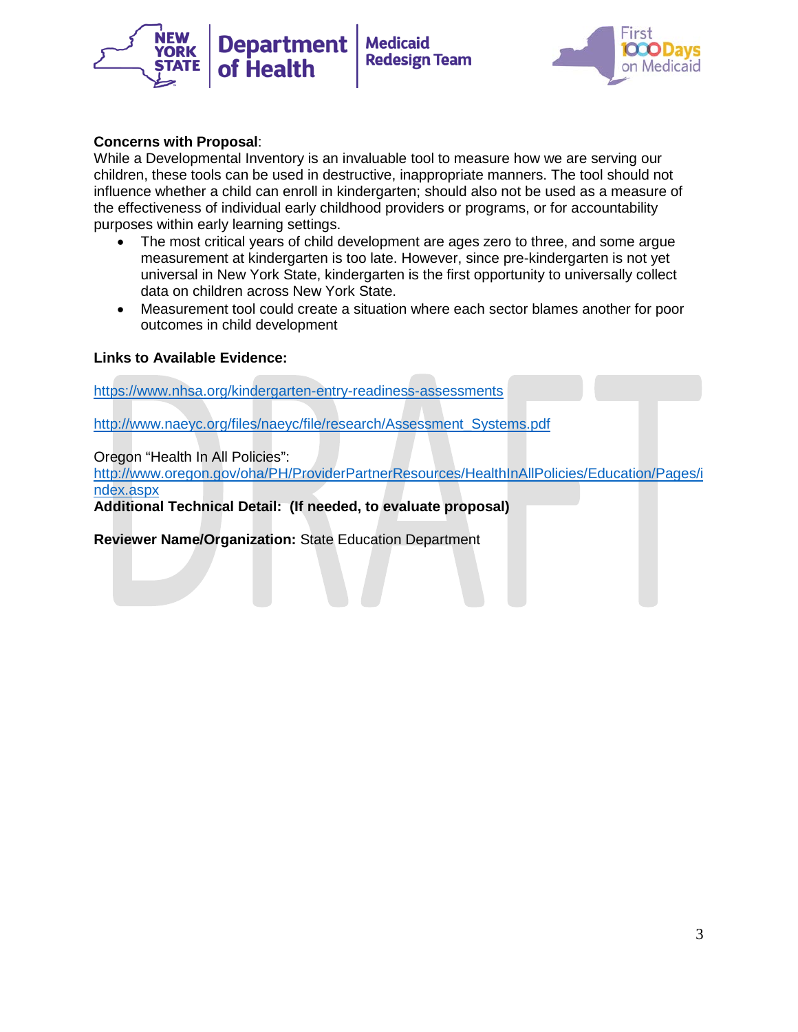**Concerns with Proposal**:

While a Developmental Inventory is an invaluable tool to measure how we are serving our children, these tools can be used in destructive, inappropriate manners. The tool should not influence whether a child can enroll in kindergarten; should also not be used as a measure of the effectiveness of individual early childhood providers or programs, or for accountability purposes within early learning settings.

- The most critical years of child development are ages zero to three, and some argue measurement at kindergarten is too late. However, since pre-kindergarten is not yet universal in New York State, kindergarten is the first opportunity to universally collect data on children across New York State.
- Measurement tool could create a situation where each sector blames another for poor outcomes in child development

**Links to Available Evidence:**

https://www.nhsa.org/kindergarten-entry-readiness-assessments

http://www.naeyc.org/files/naeyc/file/research/Assessment_Systems.pdf

Oregon "Health In All Policies":
http://www.oregon.gov/oha/PH/ProviderPartnerResources/HealthInAllPolicies/Education/Pages/index.aspx

**Additional Technical Detail: (If needed, to evaluate proposal)**

**Reviewer Name/Organization:** State Education Department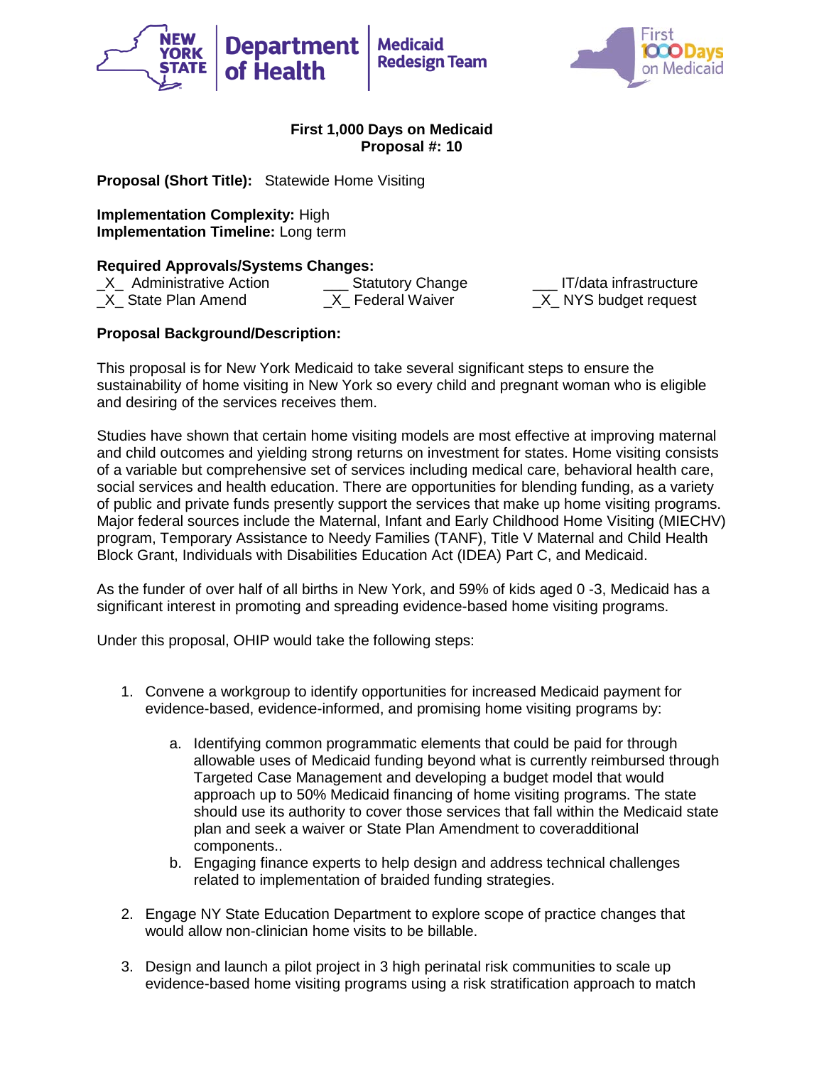**First 1,000 Days on Medicaid**
**Proposal #: 10**

**Proposal (Short Title):** Statewide Home Visiting

**Implementation Complexity:** High
**Implementation Timeline:** Long term

**Required Approvals/Systems Changes:**

| | | |
|---|---|---|
| _X_ Administrative Action | ___ Statutory Change | ___ IT/data infrastructure |
| _X_ State Plan Amend | _X_ Federal Waiver | _X_ NYS budget request |

**Proposal Background/Description:**

This proposal is for New York Medicaid to take several significant steps to ensure the sustainability of home visiting in New York so every child and pregnant woman who is eligible and desiring of the services receives them.

Studies have shown that certain home visiting models are most effective at improving maternal and child outcomes and yielding strong returns on investment for states. Home visiting consists of a variable but comprehensive set of services including medical care, behavioral health care, social services and health education. There are opportunities for blending funding, as a variety of public and private funds presently support the services that make up home visiting programs. Major federal sources include the Maternal, Infant and Early Childhood Home Visiting (MIECHV) program, Temporary Assistance to Needy Families (TANF), Title V Maternal and Child Health Block Grant, Individuals with Disabilities Education Act (IDEA) Part C, and Medicaid.

As the funder of over half of all births in New York, and 59% of kids aged 0 -3, Medicaid has a significant interest in promoting and spreading evidence-based home visiting programs.

Under this proposal, OHIP would take the following steps:

1. Convene a workgroup to identify opportunities for increased Medicaid payment for evidence-based, evidence-informed, and promising home visiting programs by:
    a. Identifying common programmatic elements that could be paid for through allowable uses of Medicaid funding beyond what is currently reimbursed through Targeted Case Management and developing a budget model that would approach up to 50% Medicaid financing of home visiting programs. The state should use its authority to cover those services that fall within the Medicaid state plan and seek a waiver or State Plan Amendment to coveradditional components..
    b. Engaging finance experts to help design and address technical challenges related to implementation of braided funding strategies.
2. Engage NY State Education Department to explore scope of practice changes that would allow non-clinician home visits to be billable.
3. Design and launch a pilot project in 3 high perinatal risk communities to scale up evidence-based home visiting programs using a risk stratification approach to match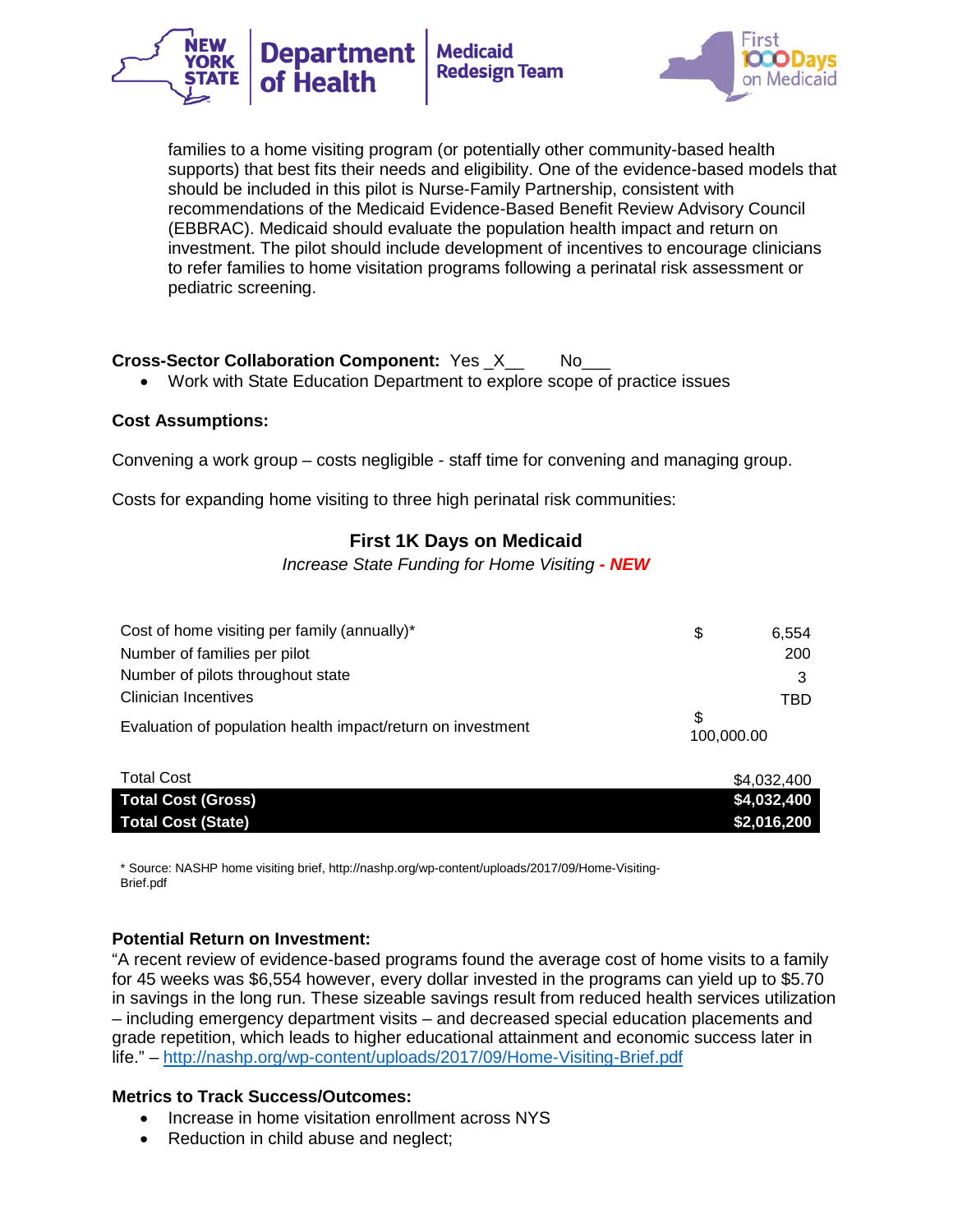families to a home visiting program (or potentially other community-based health supports) that best fits their needs and eligibility. One of the evidence-based models that should be included in this pilot is Nurse-Family Partnership, consistent with recommendations of the Medicaid Evidence-Based Benefit Review Advisory Council (EBBRAC). Medicaid should evaluate the population health impact and return on investment. The pilot should include development of incentives to encourage clinicians to refer families to home visitation programs following a perinatal risk assessment or pediatric screening.

**Cross-Sector Collaboration Component:** Yes _X__ No___

- Work with State Education Department to explore scope of practice issues

**Cost Assumptions:**

Convening a work group – costs negligible - staff time for convening and managing group.

Costs for expanding home visiting to three high perinatal risk communities:

### First 1K Days on Medicaid

*Increase State Funding for Home Visiting* ***- NEW***

| | |
|---|---|
| Cost of home visiting per family (annually)* | $ 6,554 |
| Number of families per pilot | 200 |
| Number of pilots throughout state | 3 |
| Clinician Incentives | TBD |
| Evaluation of population health impact/return on investment | $ 100,000.00 |
| Total Cost | $4,032,400 |
| **Total Cost (Gross)** | **$4,032,400** |
| **Total Cost (State)** | **$2,016,200** |

* Source: NASHP home visiting brief, http://nashp.org/wp-content/uploads/2017/09/Home-Visiting-Brief.pdf

**Potential Return on Investment:**

"A recent review of evidence-based programs found the average cost of home visits to a family for 45 weeks was $6,554 however, every dollar invested in the programs can yield up to $5.70 in savings in the long run. These sizeable savings result from reduced health services utilization – including emergency department visits – and decreased special education placements and grade repetition, which leads to higher educational attainment and economic success later in life." – http://nashp.org/wp-content/uploads/2017/09/Home-Visiting-Brief.pdf

**Metrics to Track Success/Outcomes:**

- Increase in home visitation enrollment across NYS
- Reduction in child abuse and neglect;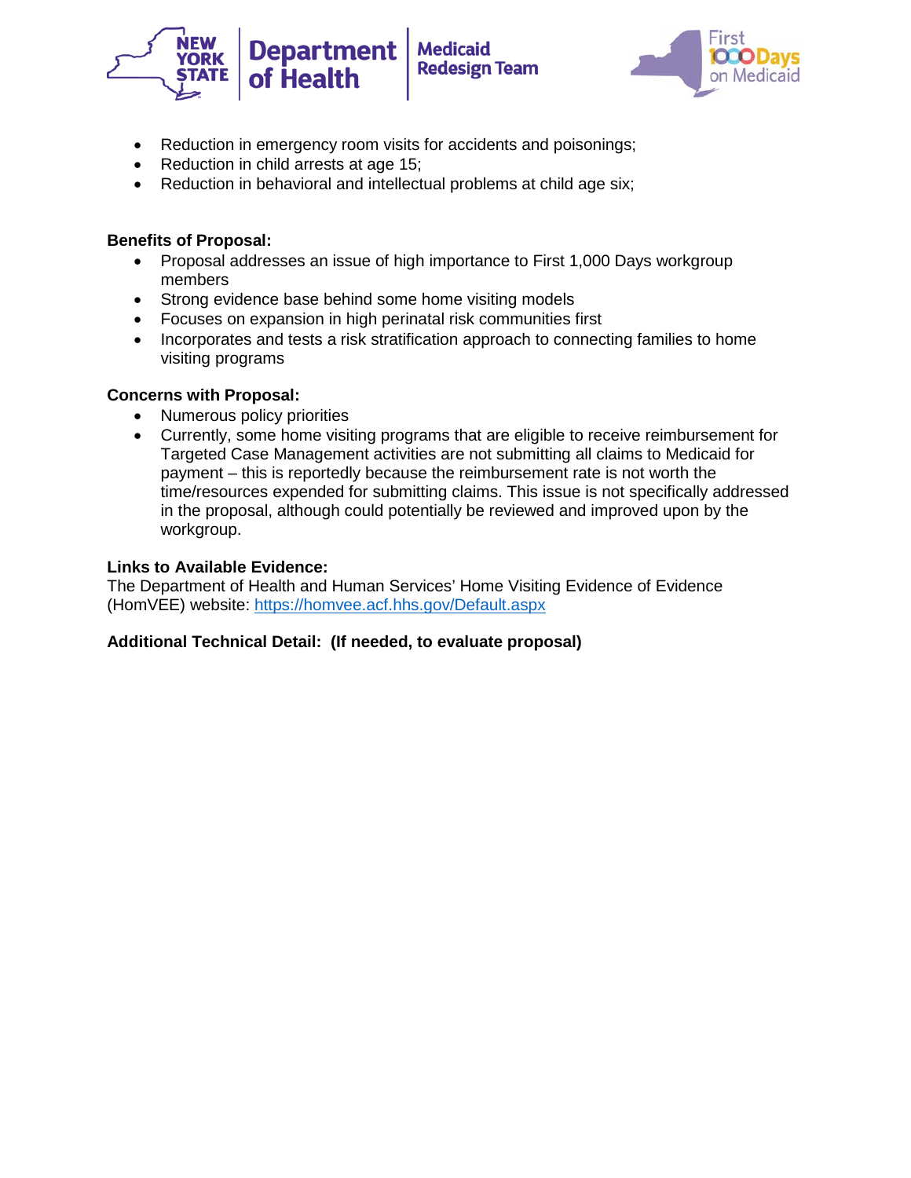- Reduction in emergency room visits for accidents and poisonings;
- Reduction in child arrests at age 15;
- Reduction in behavioral and intellectual problems at child age six;

**Benefits of Proposal:**

- Proposal addresses an issue of high importance to First 1,000 Days workgroup members
- Strong evidence base behind some home visiting models
- Focuses on expansion in high perinatal risk communities first
- Incorporates and tests a risk stratification approach to connecting families to home visiting programs

**Concerns with Proposal:**

- Numerous policy priorities
- Currently, some home visiting programs that are eligible to receive reimbursement for Targeted Case Management activities are not submitting all claims to Medicaid for payment – this is reportedly because the reimbursement rate is not worth the time/resources expended for submitting claims. This issue is not specifically addressed in the proposal, although could potentially be reviewed and improved upon by the workgroup.

**Links to Available Evidence:**

The Department of Health and Human Services' Home Visiting Evidence of Evidence (HomVEE) website: https://homvee.acf.hhs.gov/Default.aspx

**Additional Technical Detail: (If needed, to evaluate proposal)**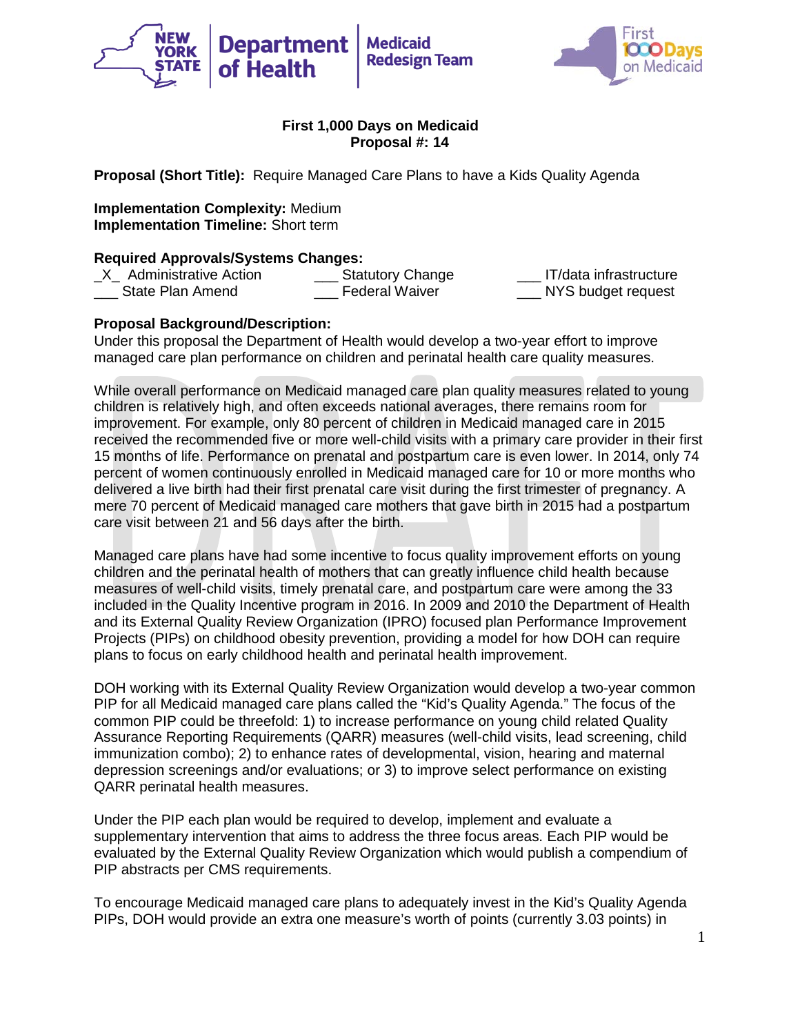**First 1,000 Days on Medicaid**
**Proposal #: 14**

**Proposal (Short Title):** Require Managed Care Plans to have a Kids Quality Agenda

**Implementation Complexity:** Medium
**Implementation Timeline:** Short term

**Required Approvals/Systems Changes:**

_X_ Administrative Action | ___ Statutory Change | ___ IT/data infrastructure
___ State Plan Amend | ___ Federal Waiver | ___ NYS budget request

**Proposal Background/Description:**
Under this proposal the Department of Health would develop a two-year effort to improve managed care plan performance on children and perinatal health care quality measures.

While overall performance on Medicaid managed care plan quality measures related to young children is relatively high, and often exceeds national averages, there remains room for improvement. For example, only 80 percent of children in Medicaid managed care in 2015 received the recommended five or more well-child visits with a primary care provider in their first 15 months of life. Performance on prenatal and postpartum care is even lower. In 2014, only 74 percent of women continuously enrolled in Medicaid managed care for 10 or more months who delivered a live birth had their first prenatal care visit during the first trimester of pregnancy. A mere 70 percent of Medicaid managed care mothers that gave birth in 2015 had a postpartum care visit between 21 and 56 days after the birth.

Managed care plans have had some incentive to focus quality improvement efforts on young children and the perinatal health of mothers that can greatly influence child health because measures of well-child visits, timely prenatal care, and postpartum care were among the 33 included in the Quality Incentive program in 2016. In 2009 and 2010 the Department of Health and its External Quality Review Organization (IPRO) focused plan Performance Improvement Projects (PIPs) on childhood obesity prevention, providing a model for how DOH can require plans to focus on early childhood health and perinatal health improvement.

DOH working with its External Quality Review Organization would develop a two-year common PIP for all Medicaid managed care plans called the "Kid's Quality Agenda." The focus of the common PIP could be threefold: 1) to increase performance on young child related Quality Assurance Reporting Requirements (QARR) measures (well-child visits, lead screening, child immunization combo); 2) to enhance rates of developmental, vision, hearing and maternal depression screenings and/or evaluations; or 3) to improve select performance on existing QARR perinatal health measures.

Under the PIP each plan would be required to develop, implement and evaluate a supplementary intervention that aims to address the three focus areas. Each PIP would be evaluated by the External Quality Review Organization which would publish a compendium of PIP abstracts per CMS requirements.

To encourage Medicaid managed care plans to adequately invest in the Kid's Quality Agenda PIPs, DOH would provide an extra one measure's worth of points (currently 3.03 points) in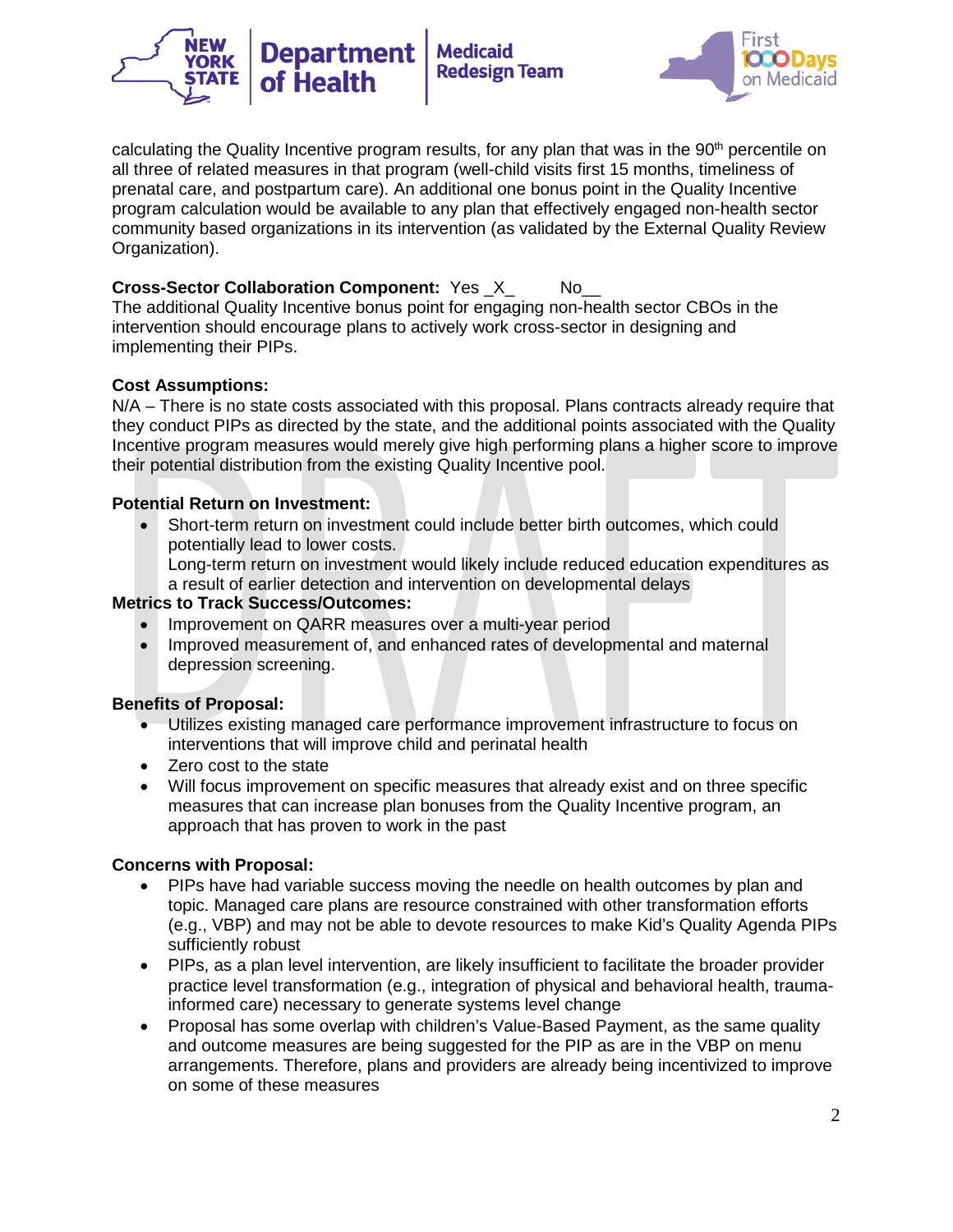calculating the Quality Incentive program results, for any plan that was in the 90th percentile on all three of related measures in that program (well-child visits first 15 months, timeliness of prenatal care, and postpartum care). An additional one bonus point in the Quality Incentive program calculation would be available to any plan that effectively engaged non-health sector community based organizations in its intervention (as validated by the External Quality Review Organization).

**Cross-Sector Collaboration Component:** Yes _X_ No__
The additional Quality Incentive bonus point for engaging non-health sector CBOs in the intervention should encourage plans to actively work cross-sector in designing and implementing their PIPs.

**Cost Assumptions:**
N/A – There is no state costs associated with this proposal. Plans contracts already require that they conduct PIPs as directed by the state, and the additional points associated with the Quality Incentive program measures would merely give high performing plans a higher score to improve their potential distribution from the existing Quality Incentive pool.

**Potential Return on Investment:**

- Short-term return on investment could include better birth outcomes, which could potentially lead to lower costs.
  Long-term return on investment would likely include reduced education expenditures as a result of earlier detection and intervention on developmental delays

**Metrics to Track Success/Outcomes:**

- Improvement on QARR measures over a multi-year period
- Improved measurement of, and enhanced rates of developmental and maternal depression screening.

**Benefits of Proposal:**

- Utilizes existing managed care performance improvement infrastructure to focus on interventions that will improve child and perinatal health
- Zero cost to the state
- Will focus improvement on specific measures that already exist and on three specific measures that can increase plan bonuses from the Quality Incentive program, an approach that has proven to work in the past

**Concerns with Proposal:**

- PIPs have had variable success moving the needle on health outcomes by plan and topic. Managed care plans are resource constrained with other transformation efforts (e.g., VBP) and may not be able to devote resources to make Kid's Quality Agenda PIPs sufficiently robust
- PIPs, as a plan level intervention, are likely insufficient to facilitate the broader provider practice level transformation (e.g., integration of physical and behavioral health, trauma-informed care) necessary to generate systems level change
- Proposal has some overlap with children's Value-Based Payment, as the same quality and outcome measures are being suggested for the PIP as are in the VBP on menu arrangements. Therefore, plans and providers are already being incentivized to improve on some of these measures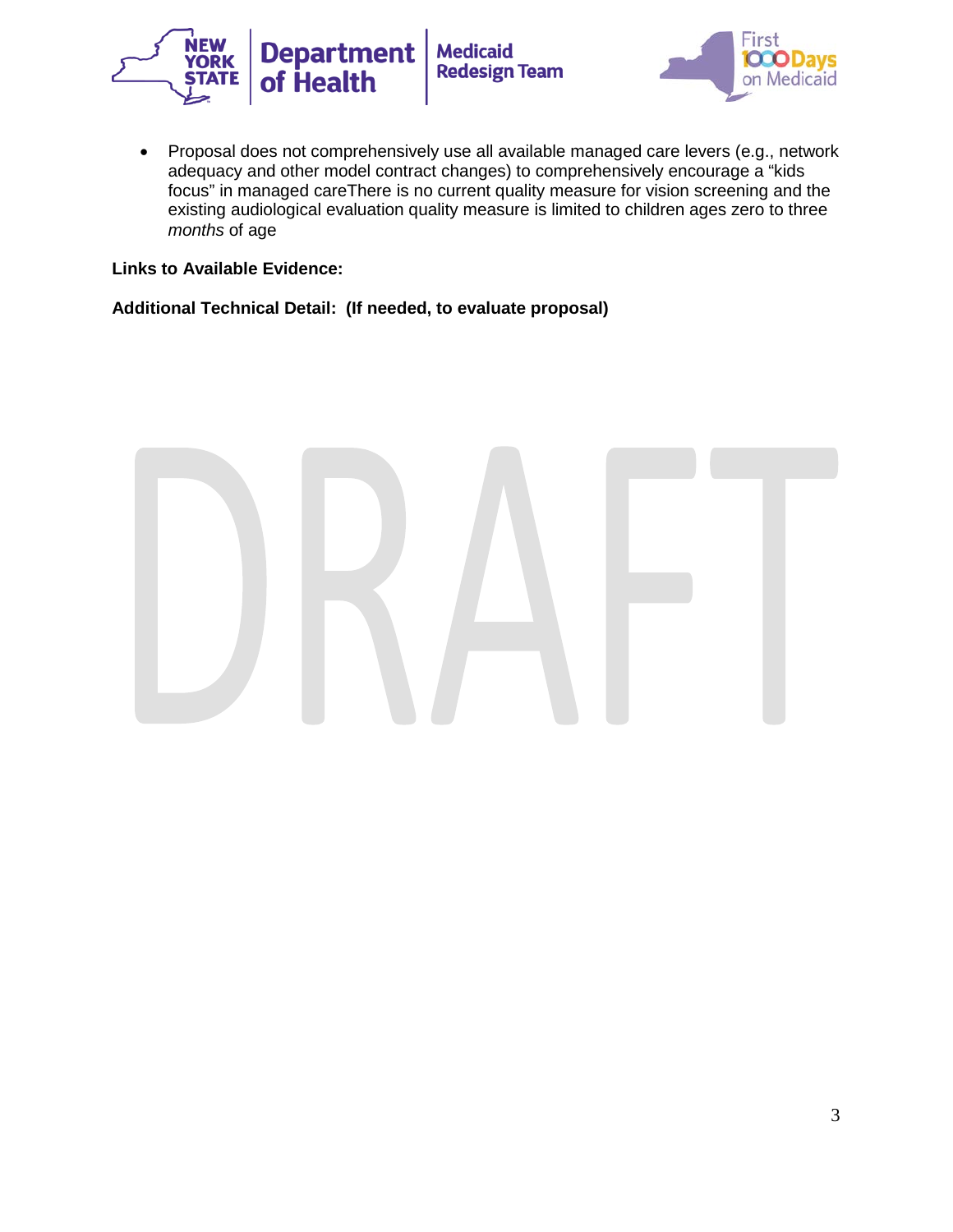- Proposal does not comprehensively use all available managed care levers (e.g., network adequacy and other model contract changes) to comprehensively encourage a “kids focus” in managed careThere is no current quality measure for vision screening and the existing audiological evaluation quality measure is limited to children ages zero to three *months* of age

**Links to Available Evidence:**

**Additional Technical Detail: (If needed, to evaluate proposal)**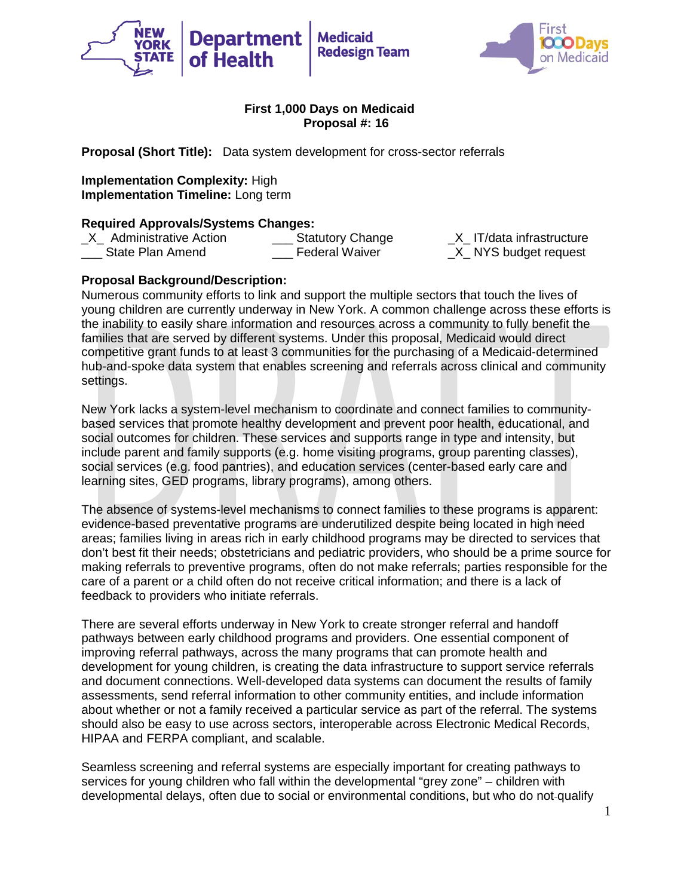**First 1,000 Days on Medicaid**
**Proposal #: 16**

**Proposal (Short Title):** Data system development for cross-sector referrals

**Implementation Complexity:** High
**Implementation Timeline:** Long term

**Required Approvals/Systems Changes:**

| | | |
|---|---|---|
| _X_ Administrative Action | ___ Statutory Change | _X_ IT/data infrastructure |
| ___ State Plan Amend | ___ Federal Waiver | _X_ NYS budget request |

**Proposal Background/Description:**

Numerous community efforts to link and support the multiple sectors that touch the lives of young children are currently underway in New York. A common challenge across these efforts is the inability to easily share information and resources across a community to fully benefit the families that are served by different systems. Under this proposal, Medicaid would direct competitive grant funds to at least 3 communities for the purchasing of a Medicaid-determined hub-and-spoke data system that enables screening and referrals across clinical and community settings.

New York lacks a system-level mechanism to coordinate and connect families to community-based services that promote healthy development and prevent poor health, educational, and social outcomes for children. These services and supports range in type and intensity, but include parent and family supports (e.g. home visiting programs, group parenting classes), social services (e.g. food pantries), and education services (center-based early care and learning sites, GED programs, library programs), among others.

The absence of systems-level mechanisms to connect families to these programs is apparent: evidence-based preventative programs are underutilized despite being located in high need areas; families living in areas rich in early childhood programs may be directed to services that don't best fit their needs; obstetricians and pediatric providers, who should be a prime source for making referrals to preventive programs, often do not make referrals; parties responsible for the care of a parent or a child often do not receive critical information; and there is a lack of feedback to providers who initiate referrals.

There are several efforts underway in New York to create stronger referral and handoff pathways between early childhood programs and providers. One essential component of improving referral pathways, across the many programs that can promote health and development for young children, is creating the data infrastructure to support service referrals and document connections. Well-developed data systems can document the results of family assessments, send referral information to other community entities, and include information about whether or not a family received a particular service as part of the referral. The systems should also be easy to use across sectors, interoperable across Electronic Medical Records, HIPAA and FERPA compliant, and scalable.

Seamless screening and referral systems are especially important for creating pathways to services for young children who fall within the developmental "grey zone" – children with developmental delays, often due to social or environmental conditions, but who do not qualify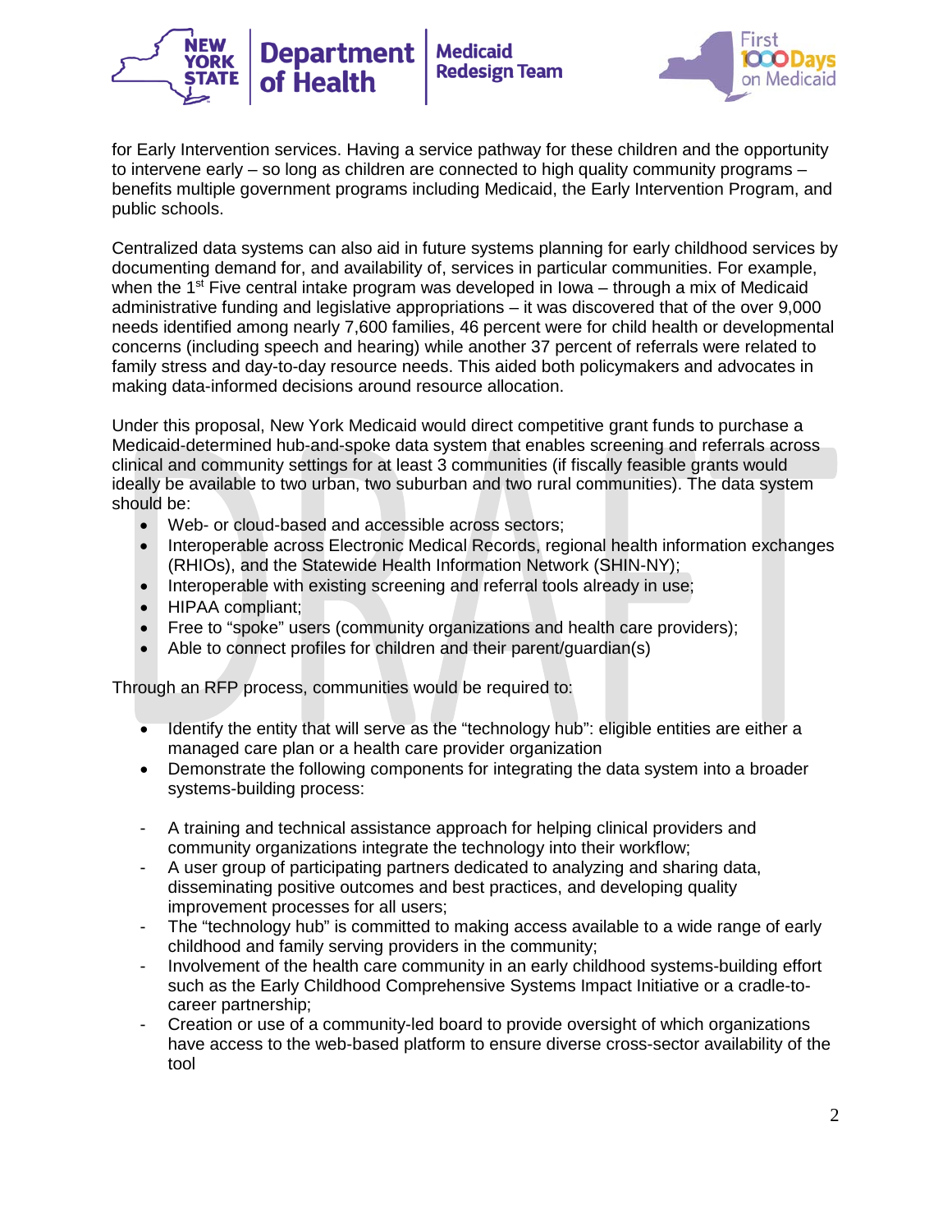for Early Intervention services. Having a service pathway for these children and the opportunity to intervene early – so long as children are connected to high quality community programs – benefits multiple government programs including Medicaid, the Early Intervention Program, and public schools.

Centralized data systems can also aid in future systems planning for early childhood services by documenting demand for, and availability of, services in particular communities. For example, when the 1st Five central intake program was developed in Iowa – through a mix of Medicaid administrative funding and legislative appropriations – it was discovered that of the over 9,000 needs identified among nearly 7,600 families, 46 percent were for child health or developmental concerns (including speech and hearing) while another 37 percent of referrals were related to family stress and day-to-day resource needs. This aided both policymakers and advocates in making data-informed decisions around resource allocation.

Under this proposal, New York Medicaid would direct competitive grant funds to purchase a Medicaid-determined hub-and-spoke data system that enables screening and referrals across clinical and community settings for at least 3 communities (if fiscally feasible grants would ideally be available to two urban, two suburban and two rural communities). The data system should be:

- Web- or cloud-based and accessible across sectors;
- Interoperable across Electronic Medical Records, regional health information exchanges (RHIOs), and the Statewide Health Information Network (SHIN-NY);
- Interoperable with existing screening and referral tools already in use;
- HIPAA compliant;
- Free to "spoke" users (community organizations and health care providers);
- Able to connect profiles for children and their parent/guardian(s)

Through an RFP process, communities would be required to:

- Identify the entity that will serve as the "technology hub": eligible entities are either a managed care plan or a health care provider organization
- Demonstrate the following components for integrating the data system into a broader systems-building process:

- A training and technical assistance approach for helping clinical providers and community organizations integrate the technology into their workflow;
- A user group of participating partners dedicated to analyzing and sharing data, disseminating positive outcomes and best practices, and developing quality improvement processes for all users;
- The "technology hub" is committed to making access available to a wide range of early childhood and family serving providers in the community;
- Involvement of the health care community in an early childhood systems-building effort such as the Early Childhood Comprehensive Systems Impact Initiative or a cradle-to-career partnership;
- Creation or use of a community-led board to provide oversight of which organizations have access to the web-based platform to ensure diverse cross-sector availability of the tool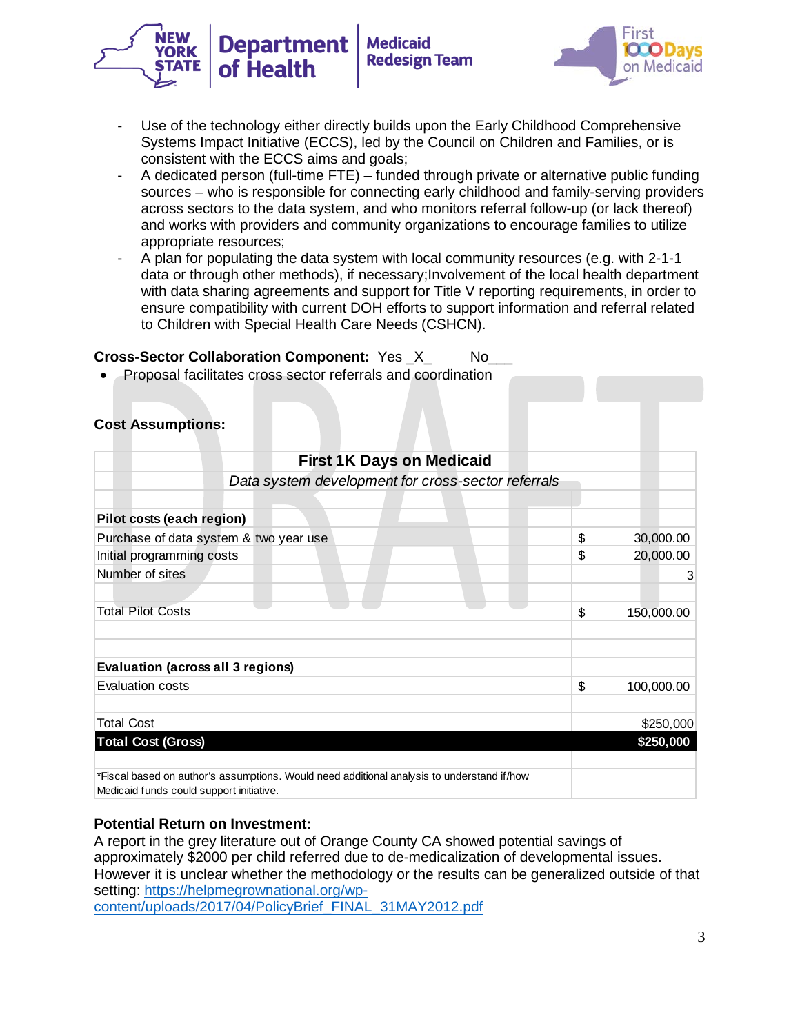- Use of the technology either directly builds upon the Early Childhood Comprehensive Systems Impact Initiative (ECCS), led by the Council on Children and Families, or is consistent with the ECCS aims and goals;
- A dedicated person (full-time FTE) – funded through private or alternative public funding sources – who is responsible for connecting early childhood and family-serving providers across sectors to the data system, and who monitors referral follow-up (or lack thereof) and works with providers and community organizations to encourage families to utilize appropriate resources;
- A plan for populating the data system with local community resources (e.g. with 2-1-1 data or through other methods), if necessary;Involvement of the local health department with data sharing agreements and support for Title V reporting requirements, in order to ensure compatibility with current DOH efforts to support information and referral related to Children with Special Health Care Needs (CSHCN).

**Cross-Sector Collaboration Component:** Yes _X_ No___

- Proposal facilitates cross sector referrals and coordination

**Cost Assumptions:**

| First 1K Days on Medicaid | |
|---|---|
| *Data system development for cross-sector referrals* | |
| | |
| **Pilot costs (each region)** | |
| Purchase of data system & two year use | $ 30,000.00 |
| Initial programming costs | $ 20,000.00 |
| Number of sites | 3 |
| | |
| Total Pilot Costs | $ 150,000.00 |
| | |
| | |
| **Evaluation (across all 3 regions)** | |
| Evaluation costs | $ 100,000.00 |
| | |
| Total Cost | $250,000 |
| **Total Cost (Gross)** | **$250,000** |
| | |
| *Fiscal based on author's assumptions. Would need additional analysis to understand if/how Medicaid funds could support initiative. | |

**Potential Return on Investment:**
A report in the grey literature out of Orange County CA showed potential savings of approximately $2000 per child referred due to de-medicalization of developmental issues. However it is unclear whether the methodology or the results can be generalized outside of that setting: https://helpmegrownational.org/wp-content/uploads/2017/04/PolicyBrief_FINAL_31MAY2012.pdf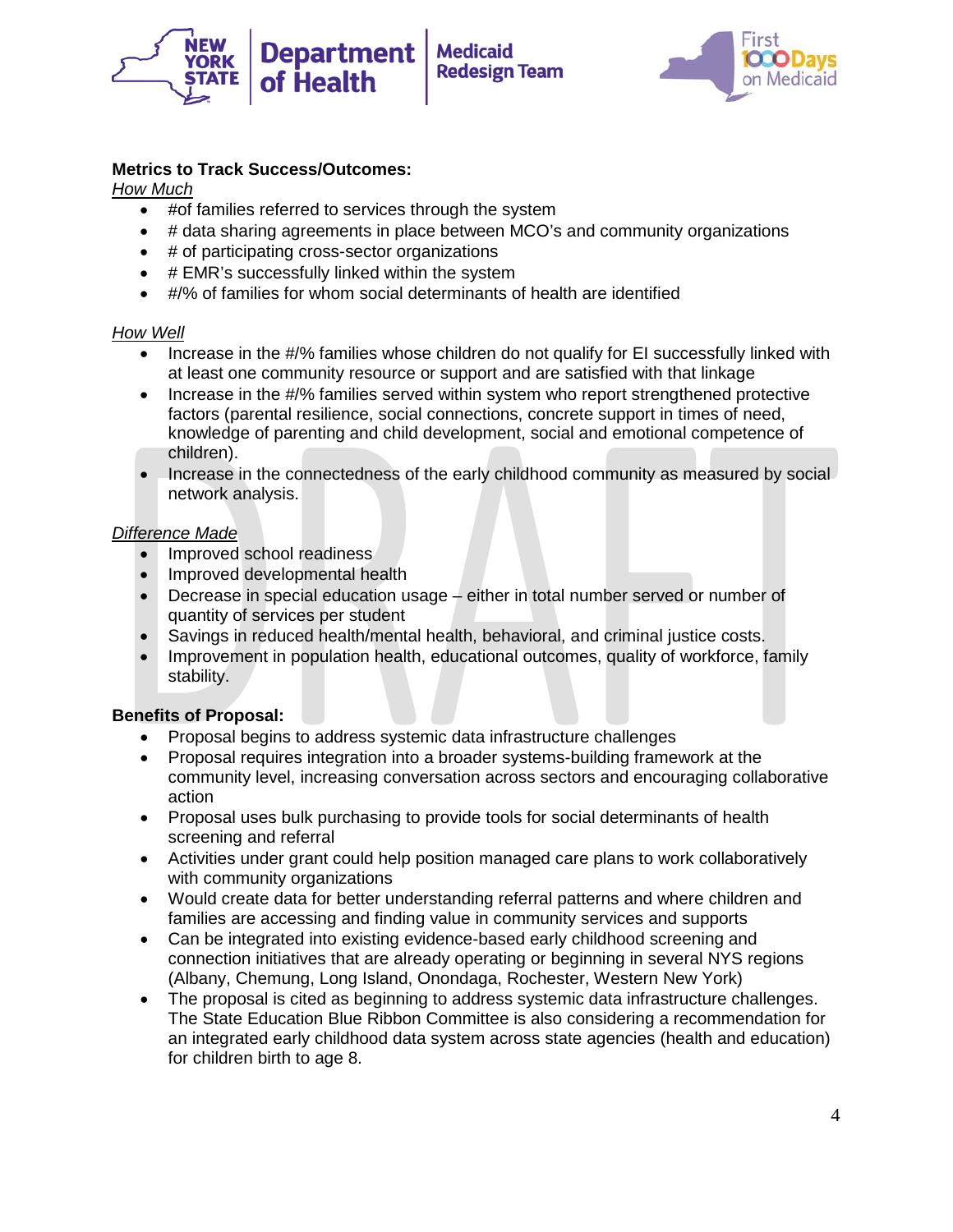**Metrics to Track Success/Outcomes:**

*How Much*

- #of families referred to services through the system
- # data sharing agreements in place between MCO's and community organizations
- # of participating cross-sector organizations
- # EMR's successfully linked within the system
- #/% of families for whom social determinants of health are identified

*How Well*

- Increase in the #/% families whose children do not qualify for EI successfully linked with at least one community resource or support and are satisfied with that linkage
- Increase in the #/% families served within system who report strengthened protective factors (parental resilience, social connections, concrete support in times of need, knowledge of parenting and child development, social and emotional competence of children).
- Increase in the connectedness of the early childhood community as measured by social network analysis.

*Difference Made*

- Improved school readiness
- Improved developmental health
- Decrease in special education usage – either in total number served or number of quantity of services per student
- Savings in reduced health/mental health, behavioral, and criminal justice costs.
- Improvement in population health, educational outcomes, quality of workforce, family stability.

**Benefits of Proposal:**

- Proposal begins to address systemic data infrastructure challenges
- Proposal requires integration into a broader systems-building framework at the community level, increasing conversation across sectors and encouraging collaborative action
- Proposal uses bulk purchasing to provide tools for social determinants of health screening and referral
- Activities under grant could help position managed care plans to work collaboratively with community organizations
- Would create data for better understanding referral patterns and where children and families are accessing and finding value in community services and supports
- Can be integrated into existing evidence-based early childhood screening and connection initiatives that are already operating or beginning in several NYS regions (Albany, Chemung, Long Island, Onondaga, Rochester, Western New York)
- The proposal is cited as beginning to address systemic data infrastructure challenges. The State Education Blue Ribbon Committee is also considering a recommendation for an integrated early childhood data system across state agencies (health and education) for children birth to age 8.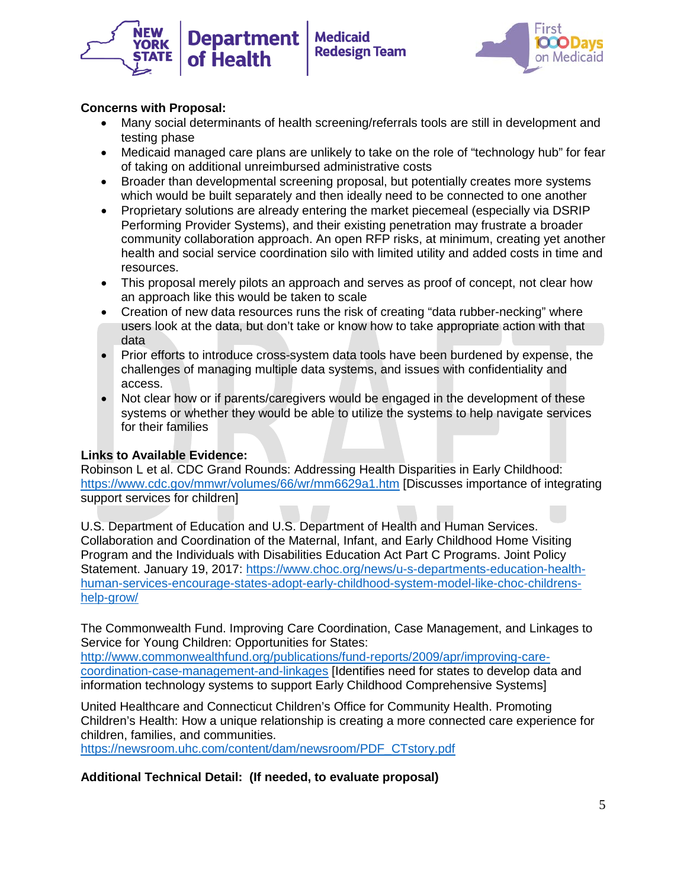**Concerns with Proposal:**

- Many social determinants of health screening/referrals tools are still in development and testing phase
- Medicaid managed care plans are unlikely to take on the role of "technology hub" for fear of taking on additional unreimbursed administrative costs
- Broader than developmental screening proposal, but potentially creates more systems which would be built separately and then ideally need to be connected to one another
- Proprietary solutions are already entering the market piecemeal (especially via DSRIP Performing Provider Systems), and their existing penetration may frustrate a broader community collaboration approach. An open RFP risks, at minimum, creating yet another health and social service coordination silo with limited utility and added costs in time and resources.
- This proposal merely pilots an approach and serves as proof of concept, not clear how an approach like this would be taken to scale
- Creation of new data resources runs the risk of creating "data rubber-necking" where users look at the data, but don't take or know how to take appropriate action with that data
- Prior efforts to introduce cross-system data tools have been burdened by expense, the challenges of managing multiple data systems, and issues with confidentiality and access.
- Not clear how or if parents/caregivers would be engaged in the development of these systems or whether they would be able to utilize the systems to help navigate services for their families

**Links to Available Evidence:**

Robinson L et al. CDC Grand Rounds: Addressing Health Disparities in Early Childhood: https://www.cdc.gov/mmwr/volumes/66/wr/mm6629a1.htm [Discusses importance of integrating support services for children]

U.S. Department of Education and U.S. Department of Health and Human Services. Collaboration and Coordination of the Maternal, Infant, and Early Childhood Home Visiting Program and the Individuals with Disabilities Education Act Part C Programs. Joint Policy Statement. January 19, 2017: https://www.choc.org/news/u-s-departments-education-health-human-services-encourage-states-adopt-early-childhood-system-model-like-choc-childrens-help-grow/

The Commonwealth Fund. Improving Care Coordination, Case Management, and Linkages to Service for Young Children: Opportunities for States: http://www.commonwealthfund.org/publications/fund-reports/2009/apr/improving-care-coordination-case-management-and-linkages [Identifies need for states to develop data and information technology systems to support Early Childhood Comprehensive Systems]

United Healthcare and Connecticut Children's Office for Community Health. Promoting Children's Health: How a unique relationship is creating a more connected care experience for children, families, and communities. https://newsroom.uhc.com/content/dam/newsroom/PDF_CTstory.pdf

**Additional Technical Detail: (If needed, to evaluate proposal)**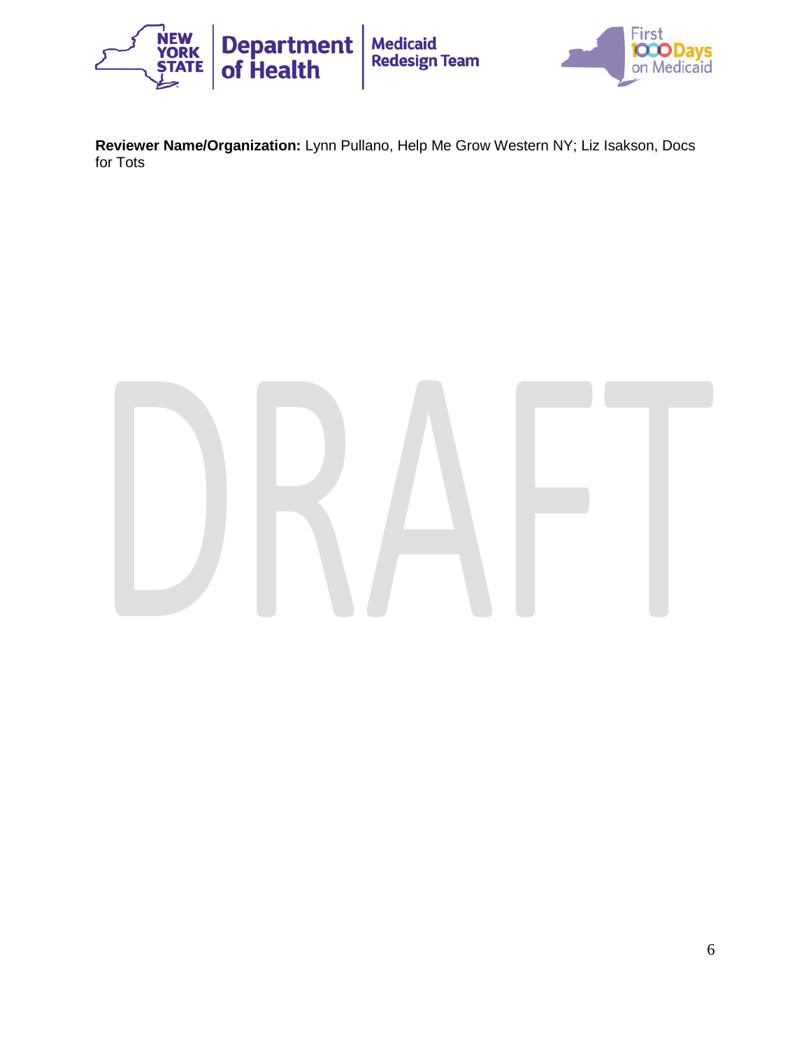**Reviewer Name/Organization:** Lynn Pullano, Help Me Grow Western NY; Liz Isakson, Docs for Tots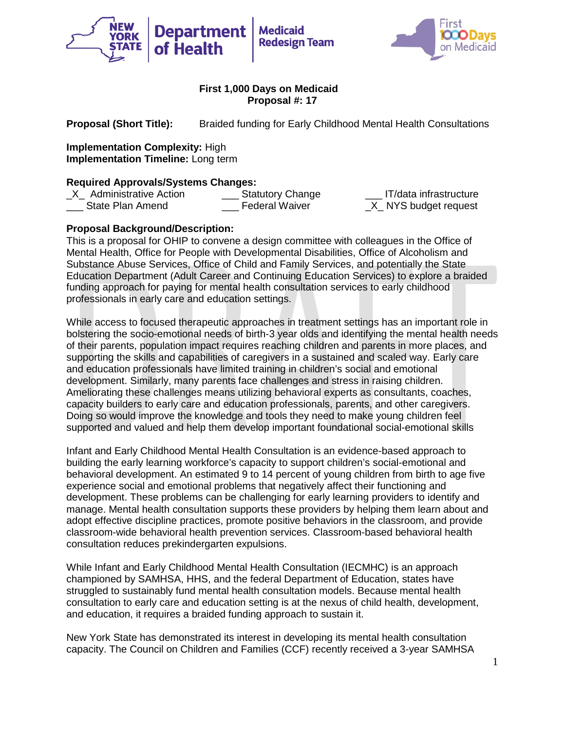**First 1,000 Days on Medicaid**
**Proposal #: 17**

**Proposal (Short Title):** Braided funding for Early Childhood Mental Health Consultations

**Implementation Complexity:** High
**Implementation Timeline:** Long term

**Required Approvals/Systems Changes:**

_X_ Administrative Action
___ State Plan Amend
___ Statutory Change
___ Federal Waiver
___ IT/data infrastructure
_X_ NYS budget request

**Proposal Background/Description:**

This is a proposal for OHIP to convene a design committee with colleagues in the Office of Mental Health, Office for People with Developmental Disabilities, Office of Alcoholism and Substance Abuse Services, Office of Child and Family Services, and potentially the State Education Department (Adult Career and Continuing Education Services) to explore a braided funding approach for paying for mental health consultation services to early childhood professionals in early care and education settings.

While access to focused therapeutic approaches in treatment settings has an important role in bolstering the socio-emotional needs of birth-3 year olds and identifying the mental health needs of their parents, population impact requires reaching children and parents in more places, and supporting the skills and capabilities of caregivers in a sustained and scaled way. Early care and education professionals have limited training in children's social and emotional development. Similarly, many parents face challenges and stress in raising children. Ameliorating these challenges means utilizing behavioral experts as consultants, coaches, capacity builders to early care and education professionals, parents, and other caregivers. Doing so would improve the knowledge and tools they need to make young children feel supported and valued and help them develop important foundational social-emotional skills

Infant and Early Childhood Mental Health Consultation is an evidence-based approach to building the early learning workforce's capacity to support children's social-emotional and behavioral development. An estimated 9 to 14 percent of young children from birth to age five experience social and emotional problems that negatively affect their functioning and development. These problems can be challenging for early learning providers to identify and manage. Mental health consultation supports these providers by helping them learn about and adopt effective discipline practices, promote positive behaviors in the classroom, and provide classroom-wide behavioral health prevention services. Classroom-based behavioral health consultation reduces prekindergarten expulsions.

While Infant and Early Childhood Mental Health Consultation (IECMHC) is an approach championed by SAMHSA, HHS, and the federal Department of Education, states have struggled to sustainably fund mental health consultation models. Because mental health consultation to early care and education setting is at the nexus of child health, development, and education, it requires a braided funding approach to sustain it.

New York State has demonstrated its interest in developing its mental health consultation capacity. The Council on Children and Families (CCF) recently received a 3-year SAMHSA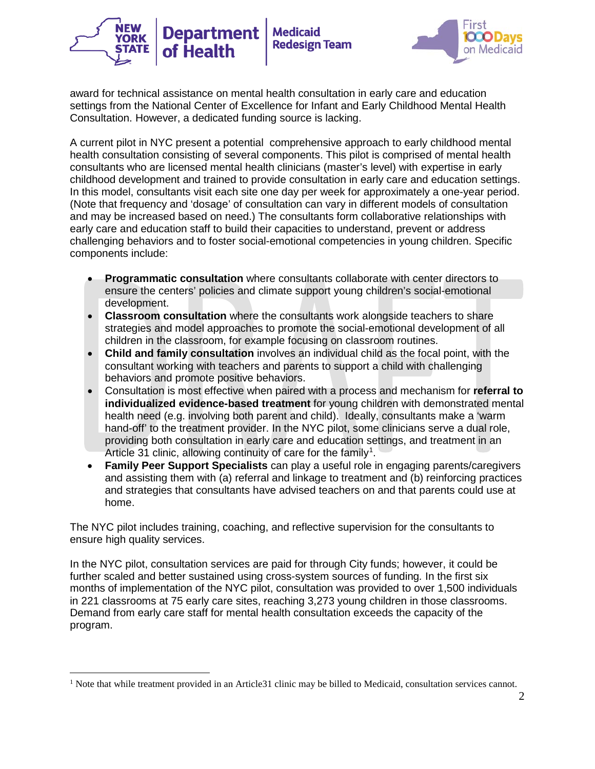award for technical assistance on mental health consultation in early care and education settings from the National Center of Excellence for Infant and Early Childhood Mental Health Consultation. However, a dedicated funding source is lacking.

A current pilot in NYC present a potential comprehensive approach to early childhood mental health consultation consisting of several components. This pilot is comprised of mental health consultants who are licensed mental health clinicians (master's level) with expertise in early childhood development and trained to provide consultation in early care and education settings. In this model, consultants visit each site one day per week for approximately a one-year period. (Note that frequency and 'dosage' of consultation can vary in different models of consultation and may be increased based on need.) The consultants form collaborative relationships with early care and education staff to build their capacities to understand, prevent or address challenging behaviors and to foster social-emotional competencies in young children. Specific components include:

- **Programmatic consultation** where consultants collaborate with center directors to ensure the centers' policies and climate support young children's social-emotional development.
- **Classroom consultation** where the consultants work alongside teachers to share strategies and model approaches to promote the social-emotional development of all children in the classroom, for example focusing on classroom routines.
- **Child and family consultation** involves an individual child as the focal point, with the consultant working with teachers and parents to support a child with challenging behaviors and promote positive behaviors.
- Consultation is most effective when paired with a process and mechanism for **referral to individualized evidence-based treatment** for young children with demonstrated mental health need (e.g. involving both parent and child). Ideally, consultants make a 'warm hand-off' to the treatment provider. In the NYC pilot, some clinicians serve a dual role, providing both consultation in early care and education settings, and treatment in an Article 31 clinic, allowing continuity of care for the family[1].
- **Family Peer Support Specialists** can play a useful role in engaging parents/caregivers and assisting them with (a) referral and linkage to treatment and (b) reinforcing practices and strategies that consultants have advised teachers on and that parents could use at home.

The NYC pilot includes training, coaching, and reflective supervision for the consultants to ensure high quality services.

In the NYC pilot, consultation services are paid for through City funds; however, it could be further scaled and better sustained using cross-system sources of funding. In the first six months of implementation of the NYC pilot, consultation was provided to over 1,500 individuals in 221 classrooms at 75 early care sites, reaching 3,273 young children in those classrooms. Demand from early care staff for mental health consultation exceeds the capacity of the program.

---

[1] Note that while treatment provided in an Article31 clinic may be billed to Medicaid, consultation services cannot.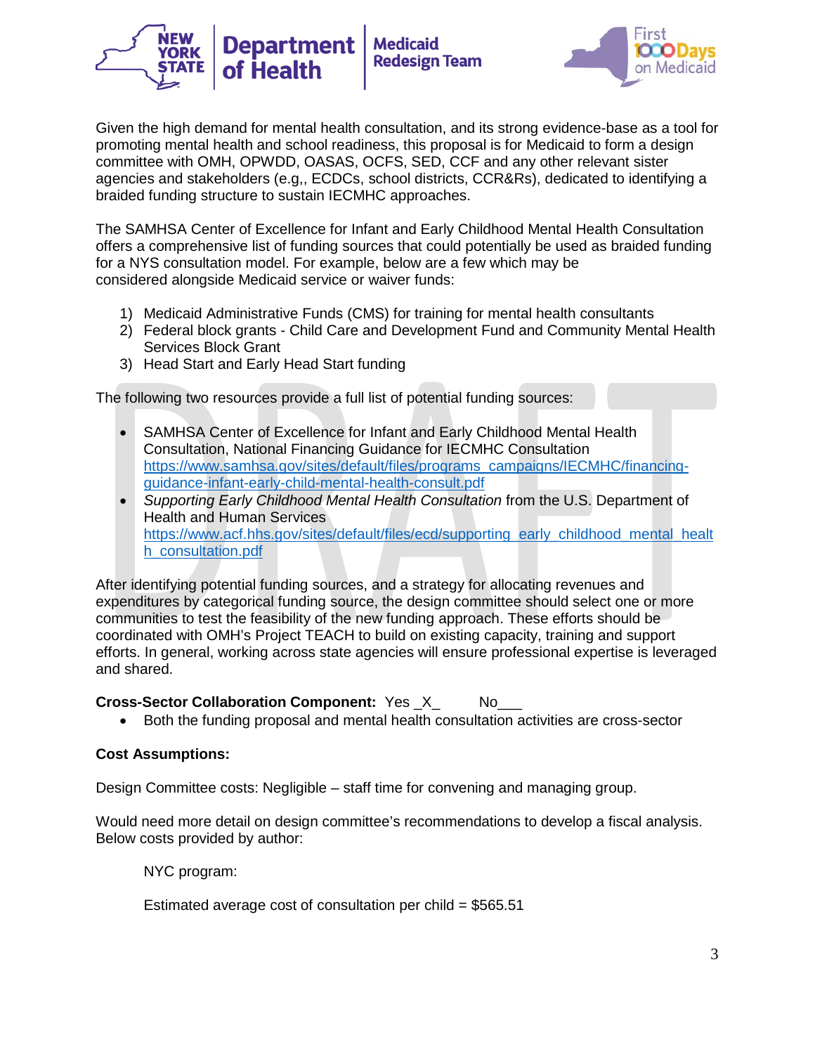Given the high demand for mental health consultation, and its strong evidence-base as a tool for promoting mental health and school readiness, this proposal is for Medicaid to form a design committee with OMH, OPWDD, OASAS, OCFS, SED, CCF and any other relevant sister agencies and stakeholders (e.g,, ECDCs, school districts, CCR&Rs), dedicated to identifying a braided funding structure to sustain IECMHC approaches.

The SAMHSA Center of Excellence for Infant and Early Childhood Mental Health Consultation offers a comprehensive list of funding sources that could potentially be used as braided funding for a NYS consultation model. For example, below are a few which may be considered alongside Medicaid service or waiver funds:

1) Medicaid Administrative Funds (CMS) for training for mental health consultants
2) Federal block grants - Child Care and Development Fund and Community Mental Health Services Block Grant
3) Head Start and Early Head Start funding

The following two resources provide a full list of potential funding sources:

- SAMHSA Center of Excellence for Infant and Early Childhood Mental Health Consultation, National Financing Guidance for IECMHC Consultation https://www.samhsa.gov/sites/default/files/programs_campaigns/IECMHC/financing-guidance-infant-early-child-mental-health-consult.pdf
- *Supporting Early Childhood Mental Health Consultation* from the U.S. Department of Health and Human Services https://www.acf.hhs.gov/sites/default/files/ecd/supporting_early_childhood_mental_health_consultation.pdf

After identifying potential funding sources, and a strategy for allocating revenues and expenditures by categorical funding source, the design committee should select one or more communities to test the feasibility of the new funding approach. These efforts should be coordinated with OMH's Project TEACH to build on existing capacity, training and support efforts. In general, working across state agencies will ensure professional expertise is leveraged and shared.

**Cross-Sector Collaboration Component:** Yes _X_ No___

- Both the funding proposal and mental health consultation activities are cross-sector

**Cost Assumptions:**

Design Committee costs: Negligible – staff time for convening and managing group.

Would need more detail on design committee's recommendations to develop a fiscal analysis. Below costs provided by author:

NYC program:

Estimated average cost of consultation per child = $565.51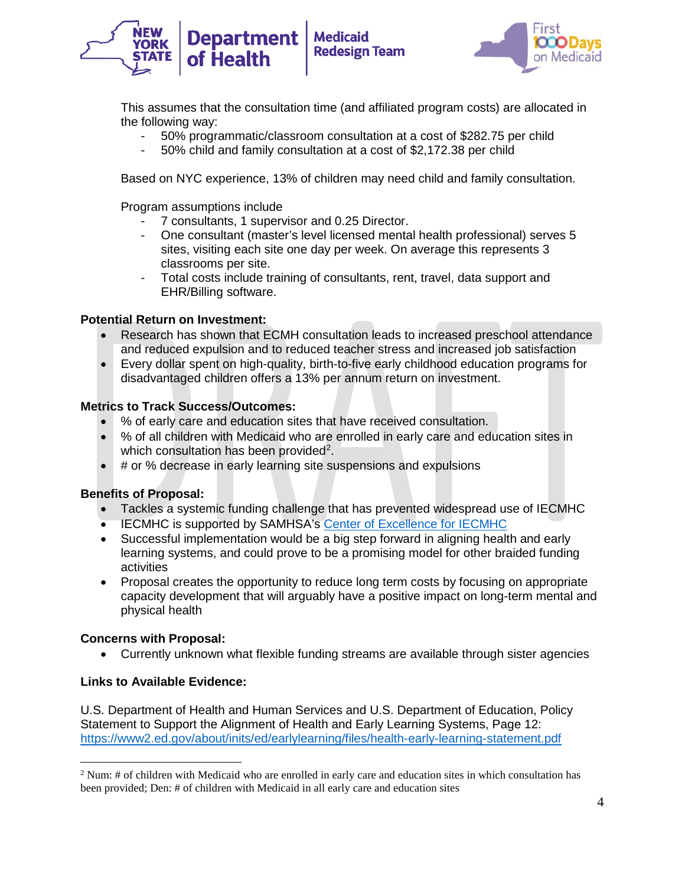This assumes that the consultation time (and affiliated program costs) are allocated in the following way:

- 50% programmatic/classroom consultation at a cost of $282.75 per child
- 50% child and family consultation at a cost of $2,172.38 per child

Based on NYC experience, 13% of children may need child and family consultation.

Program assumptions include

- 7 consultants, 1 supervisor and 0.25 Director.
- One consultant (master's level licensed mental health professional) serves 5 sites, visiting each site one day per week. On average this represents 3 classrooms per site.
- Total costs include training of consultants, rent, travel, data support and EHR/Billing software.

**Potential Return on Investment:**

- Research has shown that ECMH consultation leads to increased preschool attendance and reduced expulsion and to reduced teacher stress and increased job satisfaction
- Every dollar spent on high-quality, birth-to-five early childhood education programs for disadvantaged children offers a 13% per annum return on investment.

**Metrics to Track Success/Outcomes:**

- % of early care and education sites that have received consultation.
- % of all children with Medicaid who are enrolled in early care and education sites in which consultation has been provided[2].
- # or % decrease in early learning site suspensions and expulsions

**Benefits of Proposal:**

- Tackles a systemic funding challenge that has prevented widespread use of IECMHC
- IECMHC is supported by SAMHSA's Center of Excellence for IECMHC
- Successful implementation would be a big step forward in aligning health and early learning systems, and could prove to be a promising model for other braided funding activities
- Proposal creates the opportunity to reduce long term costs by focusing on appropriate capacity development that will arguably have a positive impact on long-term mental and physical health

**Concerns with Proposal:**

- Currently unknown what flexible funding streams are available through sister agencies

**Links to Available Evidence:**

U.S. Department of Health and Human Services and U.S. Department of Education, Policy Statement to Support the Alignment of Health and Early Learning Systems, Page 12: https://www2.ed.gov/about/inits/ed/earlylearning/files/health-early-learning-statement.pdf

[2] Num: # of children with Medicaid who are enrolled in early care and education sites in which consultation has been provided; Den: # of children with Medicaid in all early care and education sites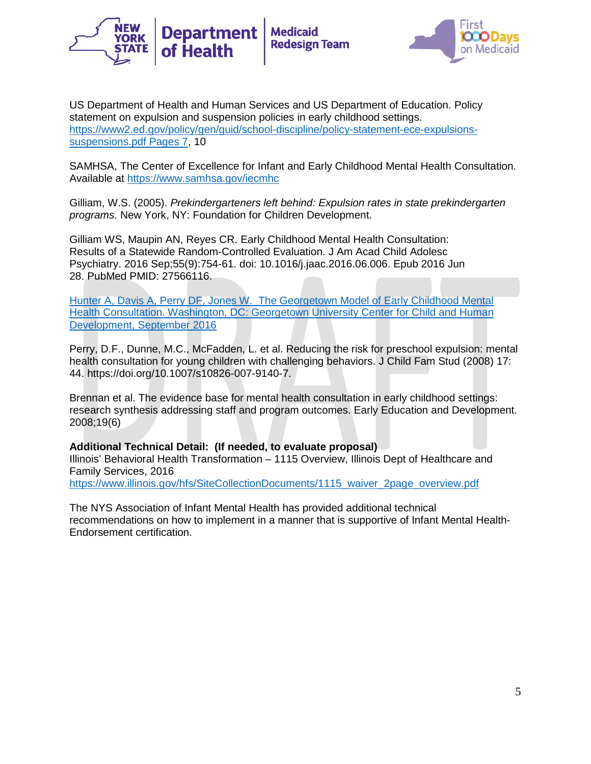US Department of Health and Human Services and US Department of Education. Policy statement on expulsion and suspension policies in early childhood settings. [https://www2.ed.gov/policy/gen/guid/school-discipline/policy-statement-ece-expulsions-suspensions.pdf Pages 7](https://www2.ed.gov/policy/gen/guid/school-discipline/policy-statement-ece-expulsions-suspensions.pdf), 10

SAMHSA, The Center of Excellence for Infant and Early Childhood Mental Health Consultation. Available at https://www.samhsa.gov/iecmhc

Gilliam, W.S. (2005). *Prekindergarteners left behind: Expulsion rates in state prekindergarten programs.* New York, NY: Foundation for Children Development.

Gilliam WS, Maupin AN, Reyes CR. Early Childhood Mental Health Consultation: Results of a Statewide Random-Controlled Evaluation. J Am Acad Child Adolesc Psychiatry. 2016 Sep;55(9):754-61. doi: 10.1016/j.jaac.2016.06.006. Epub 2016 Jun 28. PubMed PMID: 27566116.

Hunter A, Davis A, Perry DF, Jones W. The Georgetown Model of Early Childhood Mental Health Consultation. Washington, DC: Georgetown University Center for Child and Human Development, September 2016

Perry, D.F., Dunne, M.C., McFadden, L. et al. Reducing the risk for preschool expulsion: mental health consultation for young children with challenging behaviors. J Child Fam Stud (2008) 17: 44. https://doi.org/10.1007/s10826-007-9140-7.

Brennan et al. The evidence base for mental health consultation in early childhood settings: research synthesis addressing staff and program outcomes. Early Education and Development. 2008;19(6)

**Additional Technical Detail: (If needed, to evaluate proposal)**
Illinois' Behavioral Health Transformation – 1115 Overview, Illinois Dept of Healthcare and Family Services, 2016
https://www.illinois.gov/hfs/SiteCollectionDocuments/1115_waiver_2page_overview.pdf

The NYS Association of Infant Mental Health has provided additional technical recommendations on how to implement in a manner that is supportive of Infant Mental Health-Endorsement certification.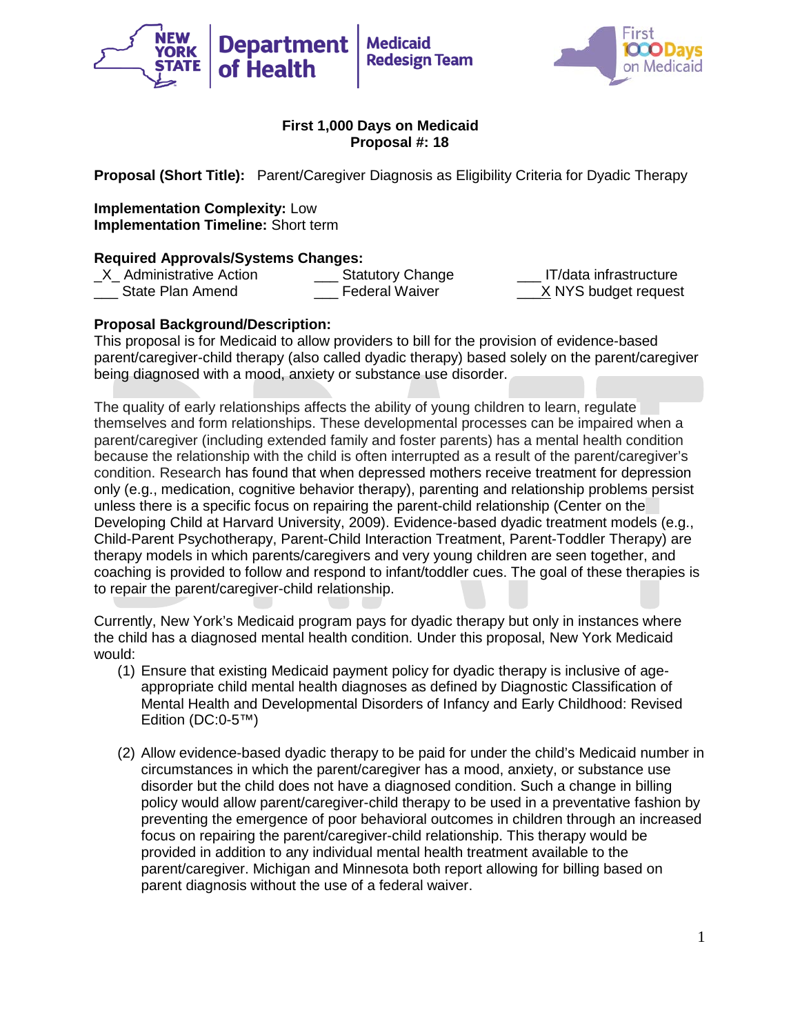**First 1,000 Days on Medicaid**
**Proposal #: 18**

**Proposal (Short Title):** Parent/Caregiver Diagnosis as Eligibility Criteria for Dyadic Therapy

**Implementation Complexity:** Low
**Implementation Timeline:** Short term

**Required Approvals/Systems Changes:**

| | | |
|---|---|---|
| _X_ Administrative Action | ___ Statutory Change | ___ IT/data infrastructure |
| ___ State Plan Amend | ___ Federal Waiver | ___X NYS budget request |

**Proposal Background/Description:**
This proposal is for Medicaid to allow providers to bill for the provision of evidence-based parent/caregiver-child therapy (also called dyadic therapy) based solely on the parent/caregiver being diagnosed with a mood, anxiety or substance use disorder.

The quality of early relationships affects the ability of young children to learn, regulate themselves and form relationships. These developmental processes can be impaired when a parent/caregiver (including extended family and foster parents) has a mental health condition because the relationship with the child is often interrupted as a result of the parent/caregiver's condition. Research has found that when depressed mothers receive treatment for depression only (e.g., medication, cognitive behavior therapy), parenting and relationship problems persist unless there is a specific focus on repairing the parent-child relationship (Center on the Developing Child at Harvard University, 2009). Evidence-based dyadic treatment models (e.g., Child-Parent Psychotherapy, Parent-Child Interaction Treatment, Parent-Toddler Therapy) are therapy models in which parents/caregivers and very young children are seen together, and coaching is provided to follow and respond to infant/toddler cues. The goal of these therapies is to repair the parent/caregiver-child relationship.

Currently, New York's Medicaid program pays for dyadic therapy but only in instances where the child has a diagnosed mental health condition. Under this proposal, New York Medicaid would:

(1) Ensure that existing Medicaid payment policy for dyadic therapy is inclusive of age-appropriate child mental health diagnoses as defined by Diagnostic Classification of Mental Health and Developmental Disorders of Infancy and Early Childhood: Revised Edition (DC:0-5™)

(2) Allow evidence-based dyadic therapy to be paid for under the child's Medicaid number in circumstances in which the parent/caregiver has a mood, anxiety, or substance use disorder but the child does not have a diagnosed condition. Such a change in billing policy would allow parent/caregiver-child therapy to be used in a preventative fashion by preventing the emergence of poor behavioral outcomes in children through an increased focus on repairing the parent/caregiver-child relationship. This therapy would be provided in addition to any individual mental health treatment available to the parent/caregiver. Michigan and Minnesota both report allowing for billing based on parent diagnosis without the use of a federal waiver.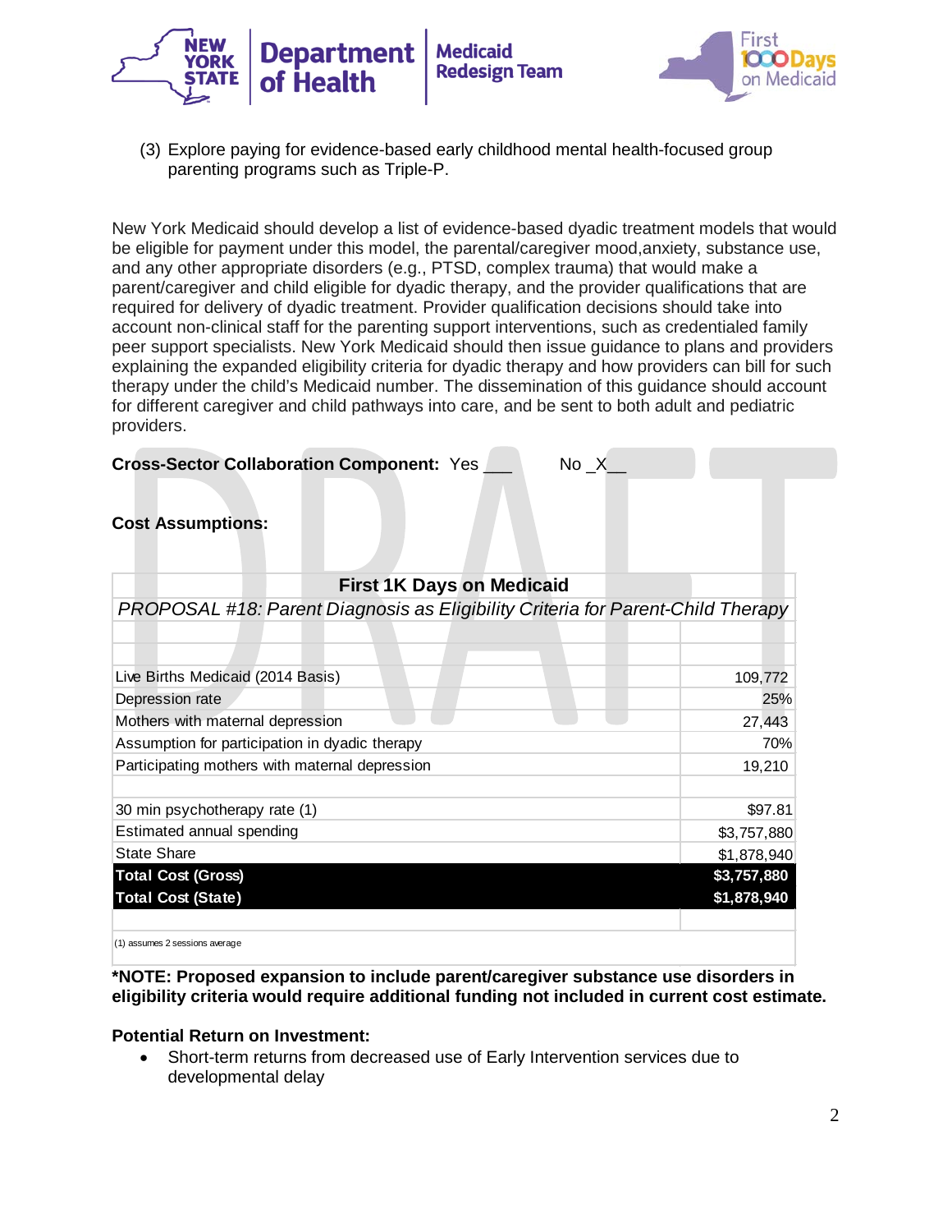(3) Explore paying for evidence-based early childhood mental health-focused group parenting programs such as Triple-P.

New York Medicaid should develop a list of evidence-based dyadic treatment models that would be eligible for payment under this model, the parental/caregiver mood,anxiety, substance use, and any other appropriate disorders (e.g., PTSD, complex trauma) that would make a parent/caregiver and child eligible for dyadic therapy, and the provider qualifications that are required for delivery of dyadic treatment. Provider qualification decisions should take into account non-clinical staff for the parenting support interventions, such as credentialed family peer support specialists. New York Medicaid should then issue guidance to plans and providers explaining the expanded eligibility criteria for dyadic therapy and how providers can bill for such therapy under the child's Medicaid number. The dissemination of this guidance should account for different caregiver and child pathways into care, and be sent to both adult and pediatric providers.

**Cross-Sector Collaboration Component:** Yes ___ No _X__

**Cost Assumptions:**

| First 1K Days on Medicaid | |
|---|---|
| *PROPOSAL #18: Parent Diagnosis as Eligibility Criteria for Parent-Child Therapy* | |
| | |
| Live Births Medicaid (2014 Basis) | 109,772 |
| Depression rate | 25% |
| Mothers with maternal depression | 27,443 |
| Assumption for participation in dyadic therapy | 70% |
| Participating mothers with maternal depression | 19,210 |
| | |
| 30 min psychotherapy rate (1) | $97.81 |
| Estimated annual spending | $3,757,880 |
| State Share | $1,878,940 |
| **Total Cost (Gross)** | **$3,757,880** |
| **Total Cost (State)** | **$1,878,940** |

(1) assumes 2 sessions average

**\*NOTE: Proposed expansion to include parent/caregiver substance use disorders in eligibility criteria would require additional funding not included in current cost estimate.**

**Potential Return on Investment:**

- Short-term returns from decreased use of Early Intervention services due to developmental delay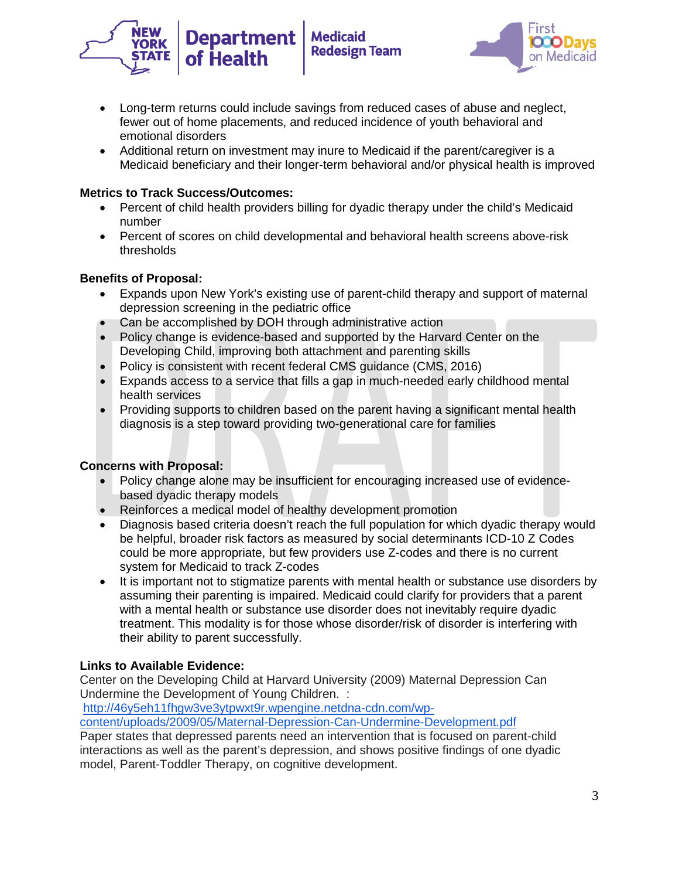- Long-term returns could include savings from reduced cases of abuse and neglect, fewer out of home placements, and reduced incidence of youth behavioral and emotional disorders
- Additional return on investment may inure to Medicaid if the parent/caregiver is a Medicaid beneficiary and their longer-term behavioral and/or physical health is improved

**Metrics to Track Success/Outcomes:**

- Percent of child health providers billing for dyadic therapy under the child's Medicaid number
- Percent of scores on child developmental and behavioral health screens above-risk thresholds

**Benefits of Proposal:**

- Expands upon New York's existing use of parent-child therapy and support of maternal depression screening in the pediatric office
- Can be accomplished by DOH through administrative action
- Policy change is evidence-based and supported by the Harvard Center on the Developing Child, improving both attachment and parenting skills
- Policy is consistent with recent federal CMS guidance (CMS, 2016)
- Expands access to a service that fills a gap in much-needed early childhood mental health services
- Providing supports to children based on the parent having a significant mental health diagnosis is a step toward providing two-generational care for families

**Concerns with Proposal:**

- Policy change alone may be insufficient for encouraging increased use of evidence-based dyadic therapy models
- Reinforces a medical model of healthy development promotion
- Diagnosis based criteria doesn't reach the full population for which dyadic therapy would be helpful, broader risk factors as measured by social determinants ICD-10 Z Codes could be more appropriate, but few providers use Z-codes and there is no current system for Medicaid to track Z-codes
- It is important not to stigmatize parents with mental health or substance use disorders by assuming their parenting is impaired. Medicaid could clarify for providers that a parent with a mental health or substance use disorder does not inevitably require dyadic treatment. This modality is for those whose disorder/risk of disorder is interfering with their ability to parent successfully.

**Links to Available Evidence:**

Center on the Developing Child at Harvard University (2009) Maternal Depression Can Undermine the Development of Young Children. :
http://46y5eh11fhgw3ve3ytpwxt9r.wpengine.netdna-cdn.com/wp-content/uploads/2009/05/Maternal-Depression-Can-Undermine-Development.pdf
Paper states that depressed parents need an intervention that is focused on parent-child interactions as well as the parent's depression, and shows positive findings of one dyadic model, Parent-Toddler Therapy, on cognitive development.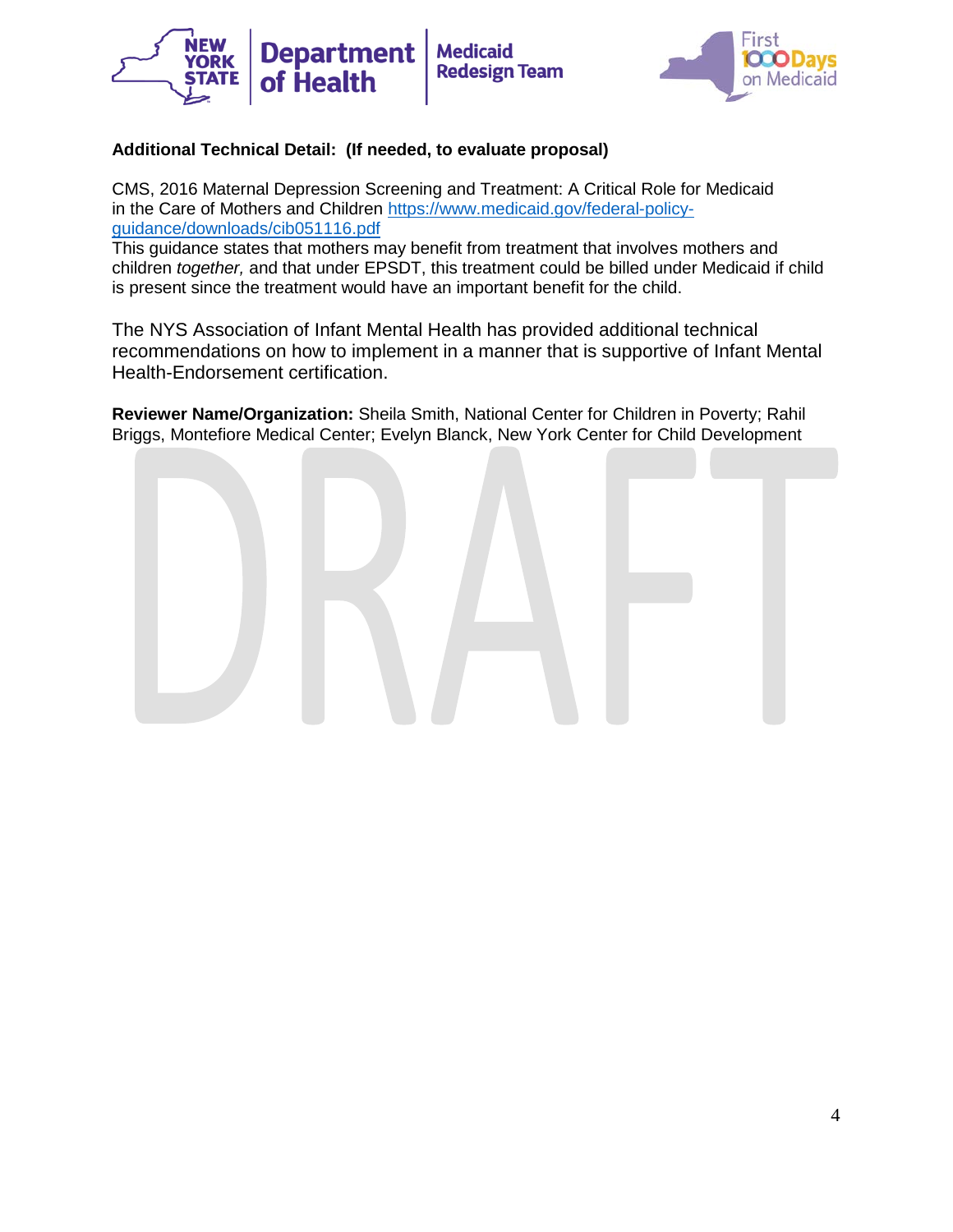**Additional Technical Detail: (If needed, to evaluate proposal)**

CMS, 2016 Maternal Depression Screening and Treatment: A Critical Role for Medicaid in the Care of Mothers and Children https://www.medicaid.gov/federal-policy-guidance/downloads/cib051116.pdf
This guidance states that mothers may benefit from treatment that involves mothers and children *together,* and that under EPSDT, this treatment could be billed under Medicaid if child is present since the treatment would have an important benefit for the child.

The NYS Association of Infant Mental Health has provided additional technical recommendations on how to implement in a manner that is supportive of Infant Mental Health-Endorsement certification.

**Reviewer Name/Organization:** Sheila Smith, National Center for Children in Poverty; Rahil Briggs, Montefiore Medical Center; Evelyn Blanck, New York Center for Child Development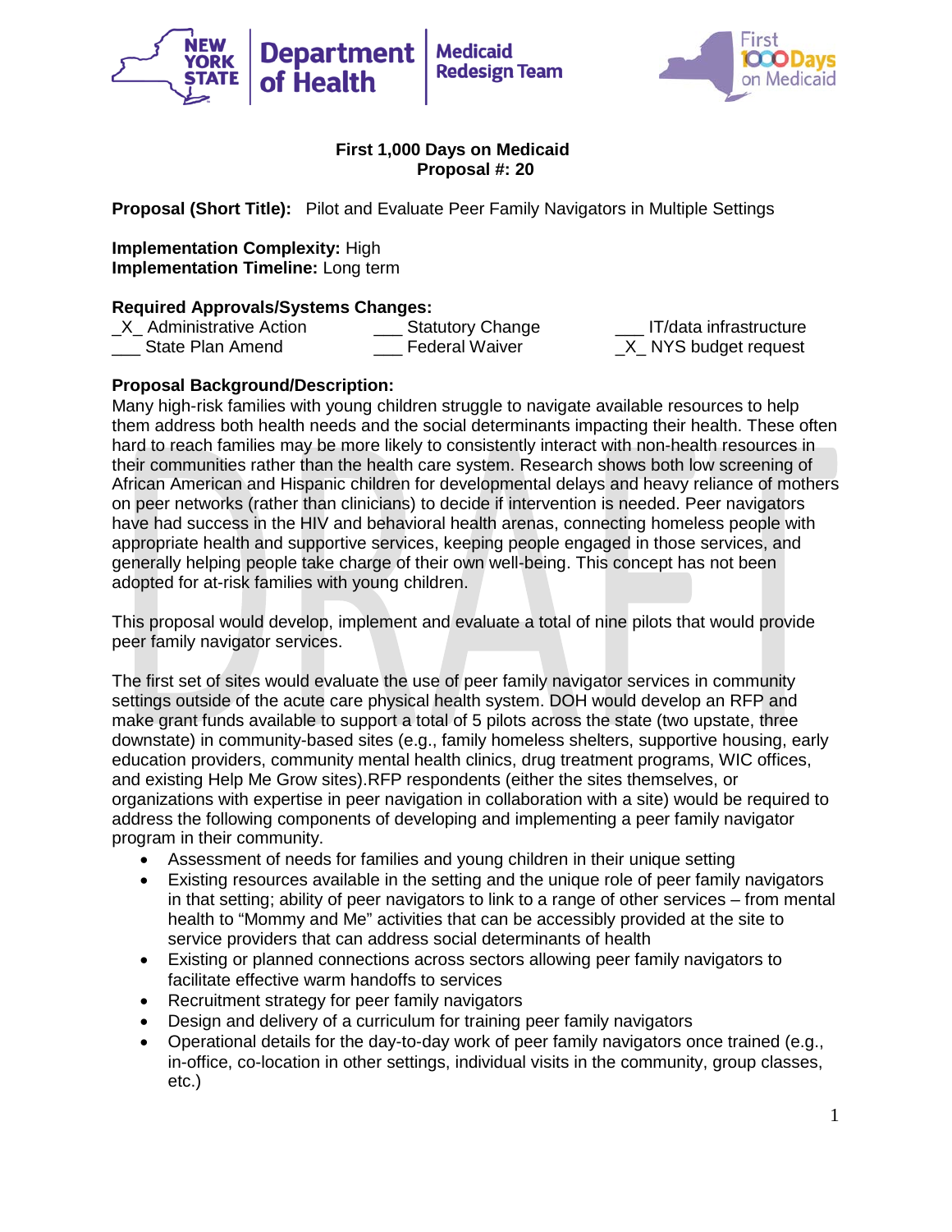**First 1,000 Days on Medicaid**
**Proposal #: 20**

**Proposal (Short Title):** Pilot and Evaluate Peer Family Navigators in Multiple Settings

**Implementation Complexity:** High
**Implementation Timeline:** Long term

**Required Approvals/Systems Changes:**

_X_ Administrative Action
___ State Plan Amend
___ Statutory Change
___ Federal Waiver
___ IT/data infrastructure
_X_ NYS budget request

**Proposal Background/Description:**

Many high-risk families with young children struggle to navigate available resources to help them address both health needs and the social determinants impacting their health. These often hard to reach families may be more likely to consistently interact with non-health resources in their communities rather than the health care system. Research shows both low screening of African American and Hispanic children for developmental delays and heavy reliance of mothers on peer networks (rather than clinicians) to decide if intervention is needed. Peer navigators have had success in the HIV and behavioral health arenas, connecting homeless people with appropriate health and supportive services, keeping people engaged in those services, and generally helping people take charge of their own well-being. This concept has not been adopted for at-risk families with young children.

This proposal would develop, implement and evaluate a total of nine pilots that would provide peer family navigator services.

The first set of sites would evaluate the use of peer family navigator services in community settings outside of the acute care physical health system. DOH would develop an RFP and make grant funds available to support a total of 5 pilots across the state (two upstate, three downstate) in community-based sites (e.g., family homeless shelters, supportive housing, early education providers, community mental health clinics, drug treatment programs, WIC offices, and existing Help Me Grow sites).RFP respondents (either the sites themselves, or organizations with expertise in peer navigation in collaboration with a site) would be required to address the following components of developing and implementing a peer family navigator program in their community.

- Assessment of needs for families and young children in their unique setting
- Existing resources available in the setting and the unique role of peer family navigators in that setting; ability of peer navigators to link to a range of other services – from mental health to "Mommy and Me" activities that can be accessibly provided at the site to service providers that can address social determinants of health
- Existing or planned connections across sectors allowing peer family navigators to facilitate effective warm handoffs to services
- Recruitment strategy for peer family navigators
- Design and delivery of a curriculum for training peer family navigators
- Operational details for the day-to-day work of peer family navigators once trained (e.g., in-office, co-location in other settings, individual visits in the community, group classes, etc.)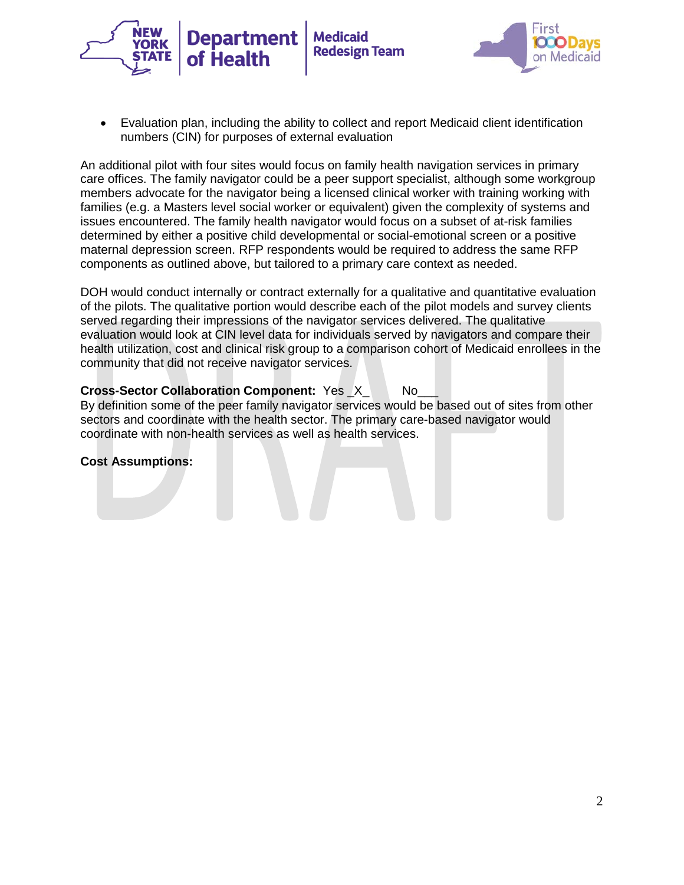- Evaluation plan, including the ability to collect and report Medicaid client identification numbers (CIN) for purposes of external evaluation

An additional pilot with four sites would focus on family health navigation services in primary care offices. The family navigator could be a peer support specialist, although some workgroup members advocate for the navigator being a licensed clinical worker with training working with families (e.g. a Masters level social worker or equivalent) given the complexity of systems and issues encountered. The family health navigator would focus on a subset of at-risk families determined by either a positive child developmental or social-emotional screen or a positive maternal depression screen. RFP respondents would be required to address the same RFP components as outlined above, but tailored to a primary care context as needed.

DOH would conduct internally or contract externally for a qualitative and quantitative evaluation of the pilots. The qualitative portion would describe each of the pilot models and survey clients served regarding their impressions of the navigator services delivered. The qualitative evaluation would look at CIN level data for individuals served by navigators and compare their health utilization, cost and clinical risk group to a comparison cohort of Medicaid enrollees in the community that did not receive navigator services.

**Cross-Sector Collaboration Component:** Yes _X_ No___
By definition some of the peer family navigator services would be based out of sites from other sectors and coordinate with the health sector. The primary care-based navigator would coordinate with non-health services as well as health services.

**Cost Assumptions:**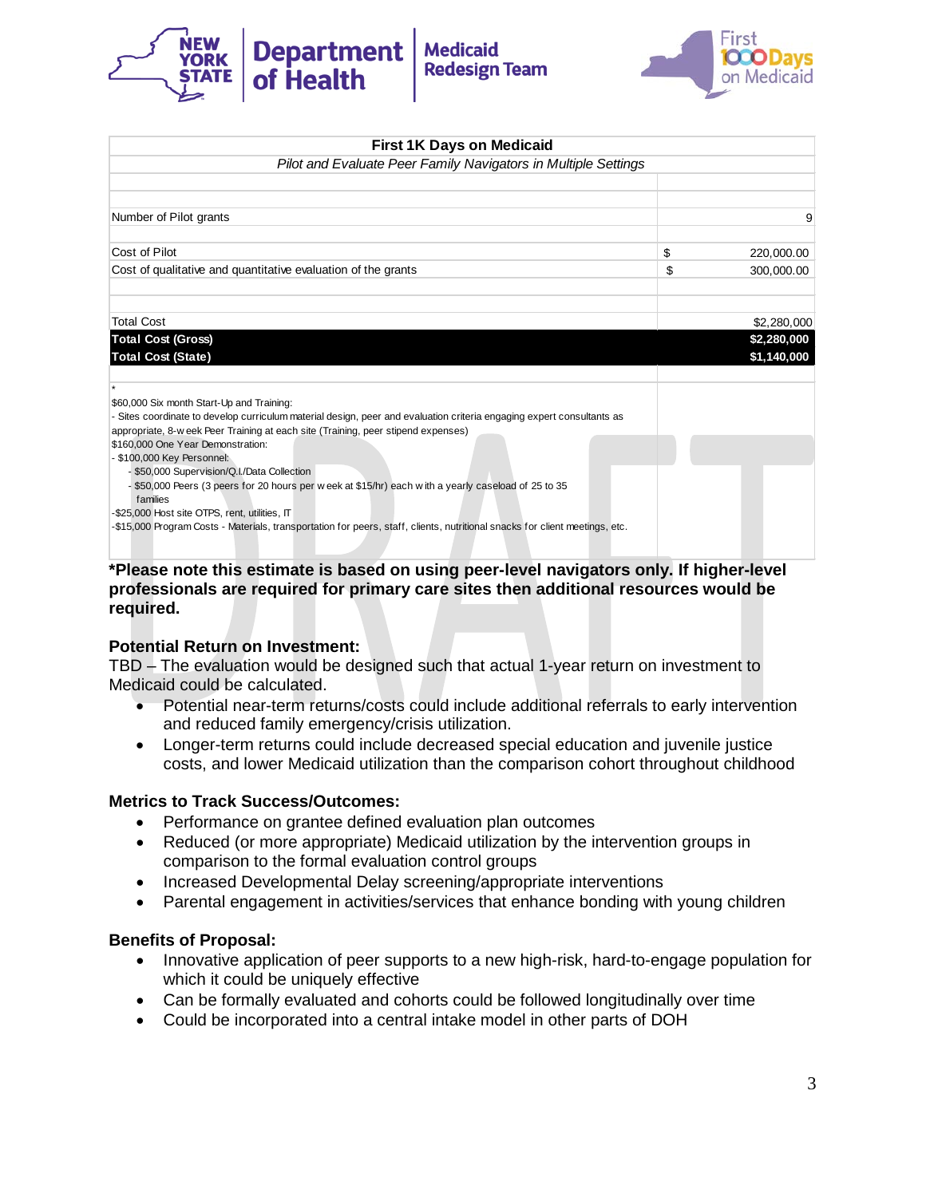| First 1K Days on Medicaid | |
|---|---|
| *Pilot and Evaluate Peer Family Navigators in Multiple Settings* | |
| | |
| Number of Pilot grants | 9 |
| | |
| Cost of Pilot | $ 220,000.00 |
| Cost of qualitative and quantitative evaluation of the grants | $ 300,000.00 |
| | |
| Total Cost | $2,280,000 |
| **Total Cost (Gross)** | **$2,280,000** |
| **Total Cost (State)** | **$1,140,000** |

*
$60,000 Six month Start-Up and Training:
- Sites coordinate to develop curriculum material design, peer and evaluation criteria engaging expert consultants as appropriate, 8-week Peer Training at each site (Training, peer stipend expenses)

$160,000 One Year Demonstration:
- $100,000 Key Personnel:
  - $50,000 Supervision/Q.I./Data Collection
  - $50,000 Peers (3 peers for 20 hours per week at $15/hr) each with a yearly caseload of 25 to 35 families
- $25,000 Host site OTPS, rent, utilities, IT
- $15,000 Program Costs - Materials, transportation for peers, staff, clients, nutritional snacks for client meetings, etc.

**\*Please note this estimate is based on using peer-level navigators only. If higher-level professionals are required for primary care sites then additional resources would be required.**

**Potential Return on Investment:**

TBD – The evaluation would be designed such that actual 1-year return on investment to Medicaid could be calculated.

- Potential near-term returns/costs could include additional referrals to early intervention and reduced family emergency/crisis utilization.
- Longer-term returns could include decreased special education and juvenile justice costs, and lower Medicaid utilization than the comparison cohort throughout childhood

**Metrics to Track Success/Outcomes:**

- Performance on grantee defined evaluation plan outcomes
- Reduced (or more appropriate) Medicaid utilization by the intervention groups in comparison to the formal evaluation control groups
- Increased Developmental Delay screening/appropriate interventions
- Parental engagement in activities/services that enhance bonding with young children

**Benefits of Proposal:**

- Innovative application of peer supports to a new high-risk, hard-to-engage population for which it could be uniquely effective
- Can be formally evaluated and cohorts could be followed longitudinally over time
- Could be incorporated into a central intake model in other parts of DOH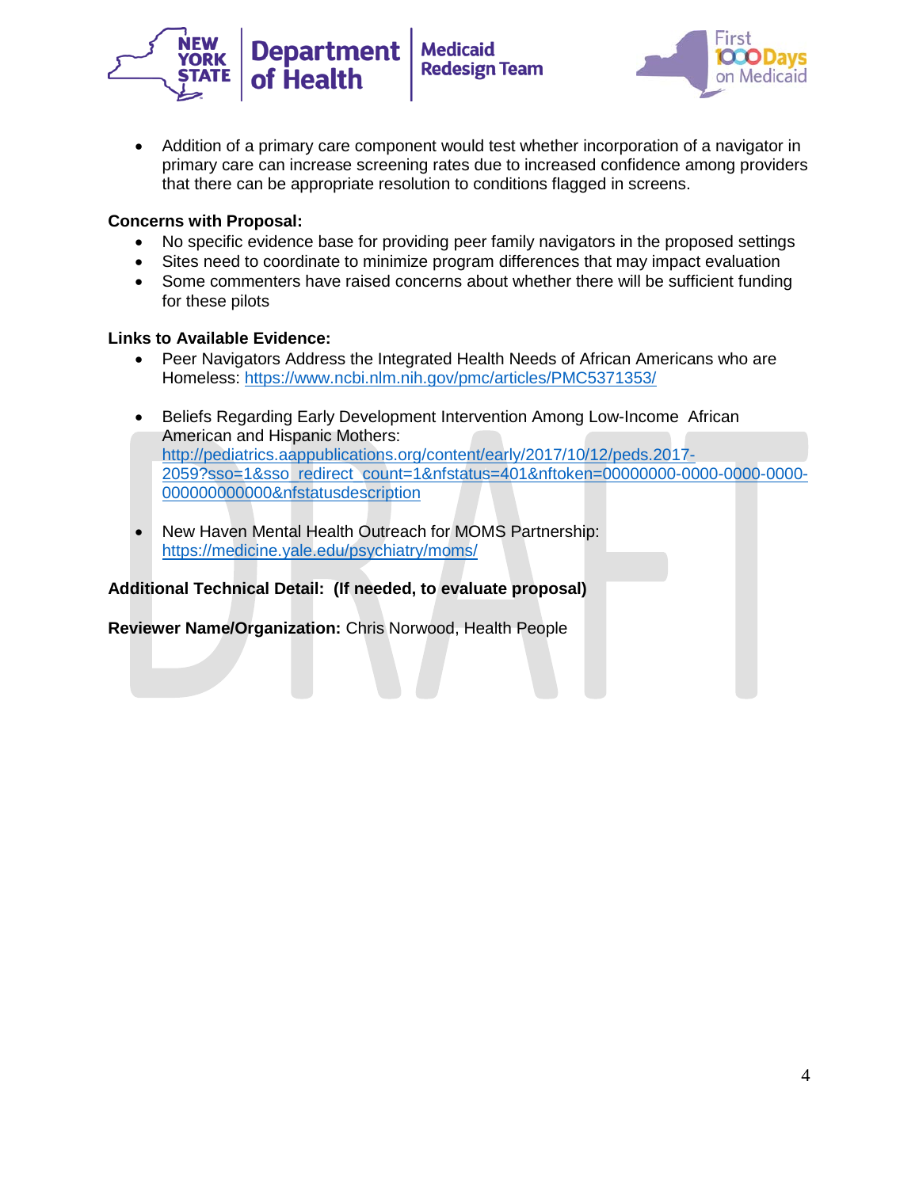- Addition of a primary care component would test whether incorporation of a navigator in primary care can increase screening rates due to increased confidence among providers that there can be appropriate resolution to conditions flagged in screens.

**Concerns with Proposal:**

- No specific evidence base for providing peer family navigators in the proposed settings
- Sites need to coordinate to minimize program differences that may impact evaluation
- Some commenters have raised concerns about whether there will be sufficient funding for these pilots

**Links to Available Evidence:**

- Peer Navigators Address the Integrated Health Needs of African Americans who are Homeless: https://www.ncbi.nlm.nih.gov/pmc/articles/PMC5371353/

- Beliefs Regarding Early Development Intervention Among Low-Income African American and Hispanic Mothers: http://pediatrics.aappublications.org/content/early/2017/10/12/peds.2017-2059?sso=1&sso_redirect_count=1&nfstatus=401&nftoken=00000000-0000-0000-0000-000000000000&nfstatusdescription

- New Haven Mental Health Outreach for MOMS Partnership: https://medicine.yale.edu/psychiatry/moms/

**Additional Technical Detail: (If needed, to evaluate proposal)**

**Reviewer Name/Organization:** Chris Norwood, Health People